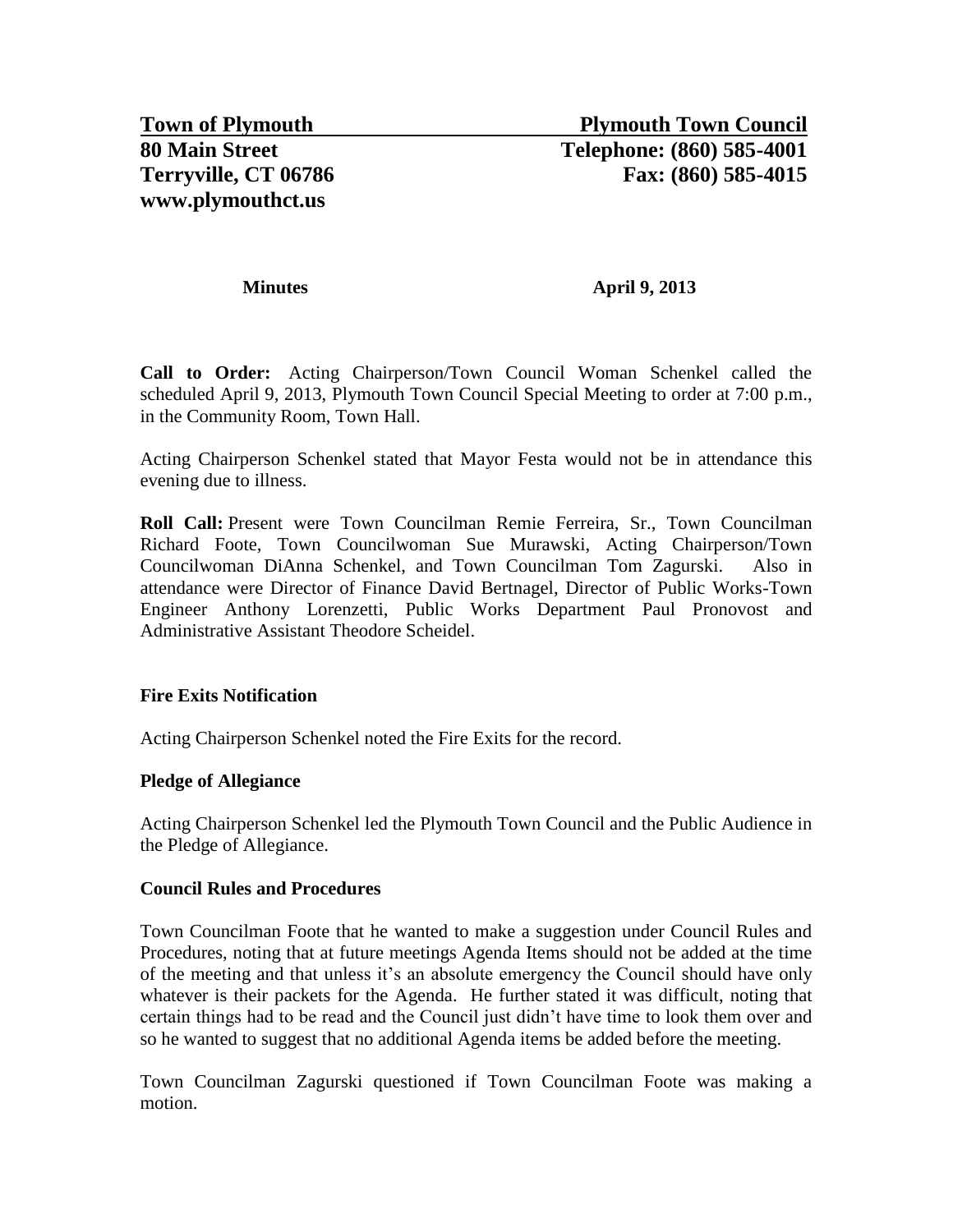**Town of Plymouth**
**80 Main Street**
**Terryville, CT 06786**
**www.plymouthct.us**

**Plymouth Town Council**
**Telephone: (860) 585-4001**
**Fax: (860) 585-4015**

**Minutes** **April 9, 2013**

**Call to Order:** Acting Chairperson/Town Council Woman Schenkel called the scheduled April 9, 2013, Plymouth Town Council Special Meeting to order at 7:00 p.m., in the Community Room, Town Hall.

Acting Chairperson Schenkel stated that Mayor Festa would not be in attendance this evening due to illness.

**Roll Call:** Present were Town Councilman Remie Ferreira, Sr., Town Councilman Richard Foote, Town Councilwoman Sue Murawski, Acting Chairperson/Town Councilwoman DiAnna Schenkel, and Town Councilman Tom Zagurski. Also in attendance were Director of Finance David Bertnagel, Director of Public Works-Town Engineer Anthony Lorenzetti, Public Works Department Paul Pronovost and Administrative Assistant Theodore Scheidel.

**Fire Exits Notification**

Acting Chairperson Schenkel noted the Fire Exits for the record.

**Pledge of Allegiance**

Acting Chairperson Schenkel led the Plymouth Town Council and the Public Audience in the Pledge of Allegiance.

**Council Rules and Procedures**

Town Councilman Foote that he wanted to make a suggestion under Council Rules and Procedures, noting that at future meetings Agenda Items should not be added at the time of the meeting and that unless it's an absolute emergency the Council should have only whatever is their packets for the Agenda. He further stated it was difficult, noting that certain things had to be read and the Council just didn't have time to look them over and so he wanted to suggest that no additional Agenda items be added before the meeting.

Town Councilman Zagurski questioned if Town Councilman Foote was making a motion.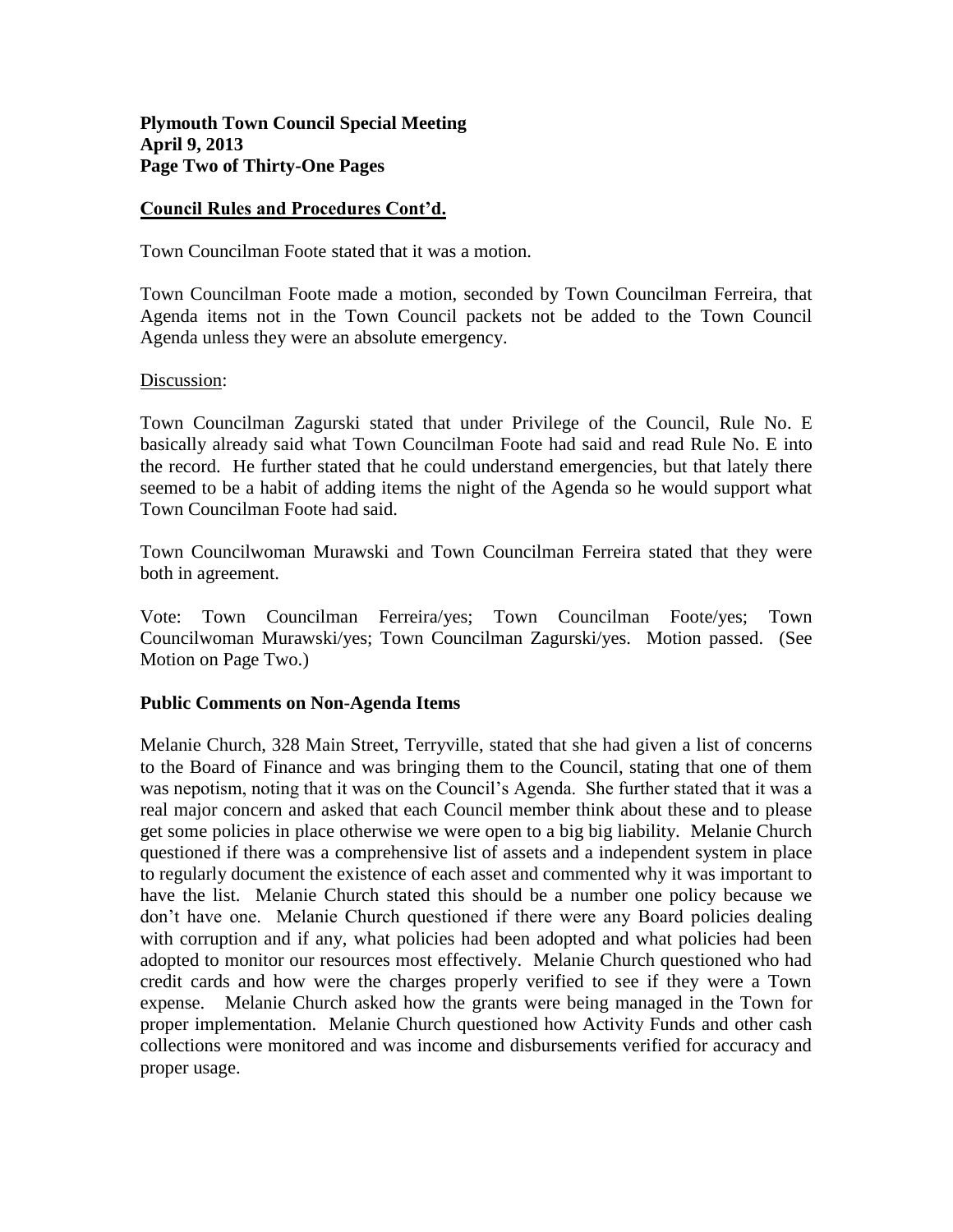## Council Rules and Procedures Cont'd.

Town Councilman Foote stated that it was a motion.

Town Councilman Foote made a motion, seconded by Town Councilman Ferreira, that Agenda items not in the Town Council packets not be added to the Town Council Agenda unless they were an absolute emergency.

Discussion:

Town Councilman Zagurski stated that under Privilege of the Council, Rule No. E basically already said what Town Councilman Foote had said and read Rule No. E into the record. He further stated that he could understand emergencies, but that lately there seemed to be a habit of adding items the night of the Agenda so he would support what Town Councilman Foote had said.

Town Councilwoman Murawski and Town Councilman Ferreira stated that they were both in agreement.

Vote: Town Councilman Ferreira/yes; Town Councilman Foote/yes; Town Councilwoman Murawski/yes; Town Councilman Zagurski/yes. Motion passed. (See Motion on Page Two.)

## Public Comments on Non-Agenda Items

Melanie Church, 328 Main Street, Terryville, stated that she had given a list of concerns to the Board of Finance and was bringing them to the Council, stating that one of them was nepotism, noting that it was on the Council's Agenda. She further stated that it was a real major concern and asked that each Council member think about these and to please get some policies in place otherwise we were open to a big big liability. Melanie Church questioned if there was a comprehensive list of assets and a independent system in place to regularly document the existence of each asset and commented why it was important to have the list. Melanie Church stated this should be a number one policy because we don't have one. Melanie Church questioned if there were any Board policies dealing with corruption and if any, what policies had been adopted and what policies had been adopted to monitor our resources most effectively. Melanie Church questioned who had credit cards and how were the charges properly verified to see if they were a Town expense. Melanie Church asked how the grants were being managed in the Town for proper implementation. Melanie Church questioned how Activity Funds and other cash collections were monitored and was income and disbursements verified for accuracy and proper usage.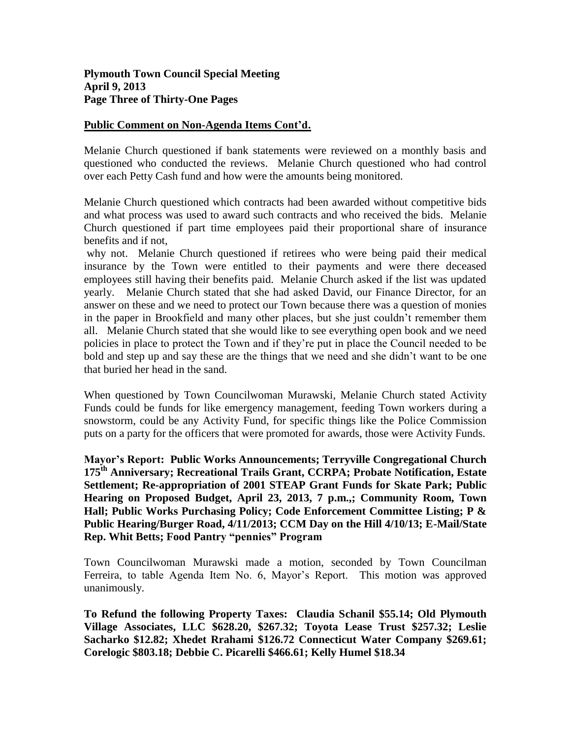## Public Comment on Non-Agenda Items Cont'd.

Melanie Church questioned if bank statements were reviewed on a monthly basis and questioned who conducted the reviews. Melanie Church questioned who had control over each Petty Cash fund and how were the amounts being monitored.

Melanie Church questioned which contracts had been awarded without competitive bids and what process was used to award such contracts and who received the bids. Melanie Church questioned if part time employees paid their proportional share of insurance benefits and if not, why not. Melanie Church questioned if retirees who were being paid their medical insurance by the Town were entitled to their payments and were there deceased employees still having their benefits paid. Melanie Church asked if the list was updated yearly. Melanie Church stated that she had asked David, our Finance Director, for an answer on these and we need to protect our Town because there was a question of monies in the paper in Brookfield and many other places, but she just couldn't remember them all. Melanie Church stated that she would like to see everything open book and we need policies in place to protect the Town and if they're put in place the Council needed to be bold and step up and say these are the things that we need and she didn't want to be one that buried her head in the sand.

When questioned by Town Councilwoman Murawski, Melanie Church stated Activity Funds could be funds for like emergency management, feeding Town workers during a snowstorm, could be any Activity Fund, for specific things like the Police Commission puts on a party for the officers that were promoted for awards, those were Activity Funds.

**Mayor's Report: Public Works Announcements; Terryville Congregational Church 175th Anniversary; Recreational Trails Grant, CCRPA; Probate Notification, Estate Settlement; Re-appropriation of 2001 STEAP Grant Funds for Skate Park; Public Hearing on Proposed Budget, April 23, 2013, 7 p.m.,; Community Room, Town Hall; Public Works Purchasing Policy; Code Enforcement Committee Listing; P & Public Hearing/Burger Road, 4/11/2013; CCM Day on the Hill 4/10/13; E-Mail/State Rep. Whit Betts; Food Pantry "pennies" Program**

Town Councilwoman Murawski made a motion, seconded by Town Councilman Ferreira, to table Agenda Item No. 6, Mayor's Report. This motion was approved unanimously.

**To Refund the following Property Taxes: Claudia Schanil $55.14; Old Plymouth Village Associates, LLC $628.20, $267.32; Toyota Lease Trust $257.32; Leslie Sacharko $12.82; Xhedet Rrahami $126.72 Connecticut Water Company $269.61; Corelogic $803.18; Debbie C. Picarelli $466.61; Kelly Humel $18.34**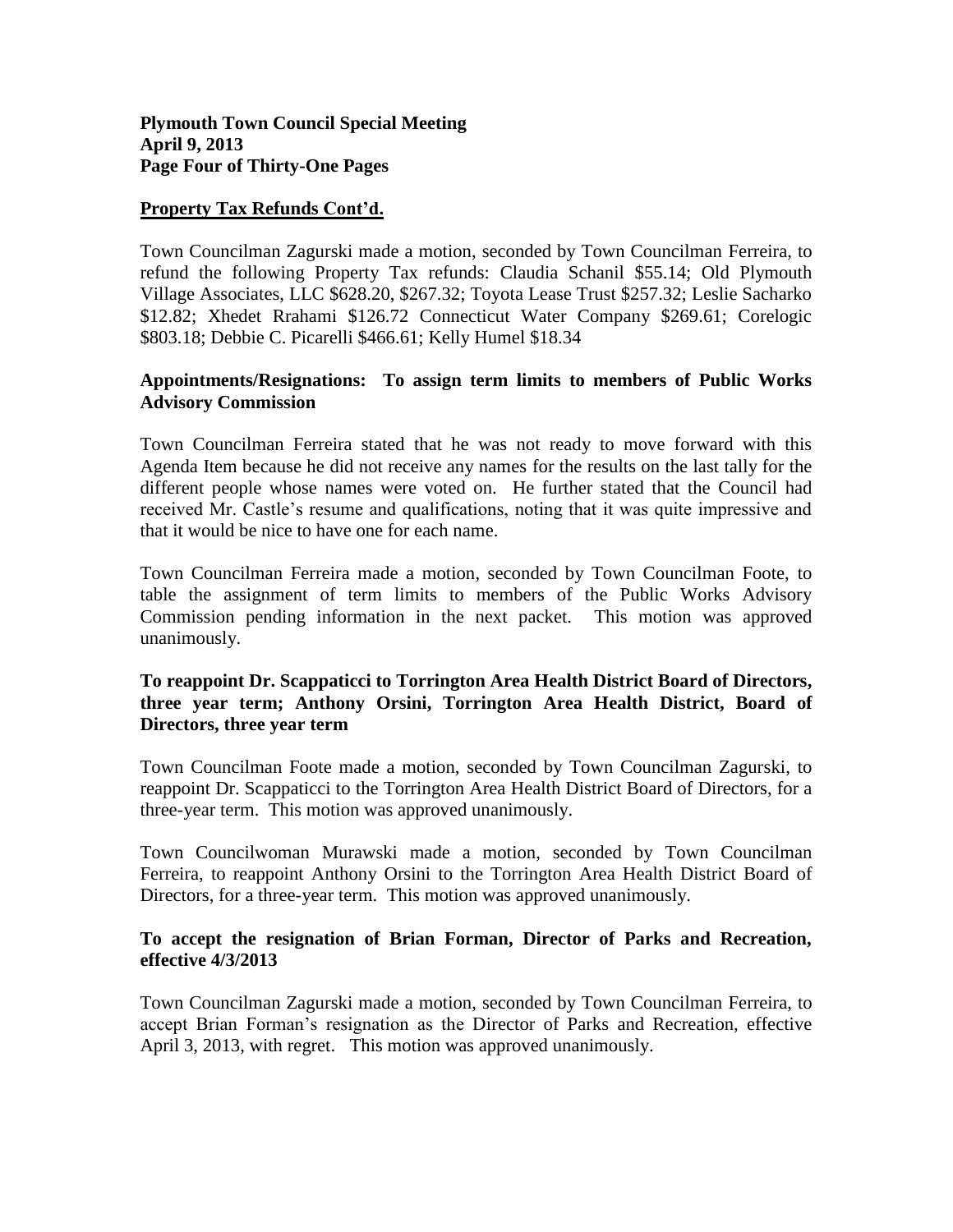## Property Tax Refunds Cont'd.

Town Councilman Zagurski made a motion, seconded by Town Councilman Ferreira, to refund the following Property Tax refunds: Claudia Schanil $55.14; Old Plymouth Village Associates, LLC $628.20, $267.32; Toyota Lease Trust $257.32; Leslie Sacharko $12.82; Xhedet Rrahami $126.72 Connecticut Water Company $269.61; Corelogic $803.18; Debbie C. Picarelli $466.61; Kelly Humel $18.34

**Appointments/Resignations: To assign term limits to members of Public Works Advisory Commission**

Town Councilman Ferreira stated that he was not ready to move forward with this Agenda Item because he did not receive any names for the results on the last tally for the different people whose names were voted on. He further stated that the Council had received Mr. Castle's resume and qualifications, noting that it was quite impressive and that it would be nice to have one for each name.

Town Councilman Ferreira made a motion, seconded by Town Councilman Foote, to table the assignment of term limits to members of the Public Works Advisory Commission pending information in the next packet. This motion was approved unanimously.

**To reappoint Dr. Scappaticci to Torrington Area Health District Board of Directors, three year term; Anthony Orsini, Torrington Area Health District, Board of Directors, three year term**

Town Councilman Foote made a motion, seconded by Town Councilman Zagurski, to reappoint Dr. Scappaticci to the Torrington Area Health District Board of Directors, for a three-year term. This motion was approved unanimously.

Town Councilwoman Murawski made a motion, seconded by Town Councilman Ferreira, to reappoint Anthony Orsini to the Torrington Area Health District Board of Directors, for a three-year term. This motion was approved unanimously.

**To accept the resignation of Brian Forman, Director of Parks and Recreation, effective 4/3/2013**

Town Councilman Zagurski made a motion, seconded by Town Councilman Ferreira, to accept Brian Forman's resignation as the Director of Parks and Recreation, effective April 3, 2013, with regret. This motion was approved unanimously.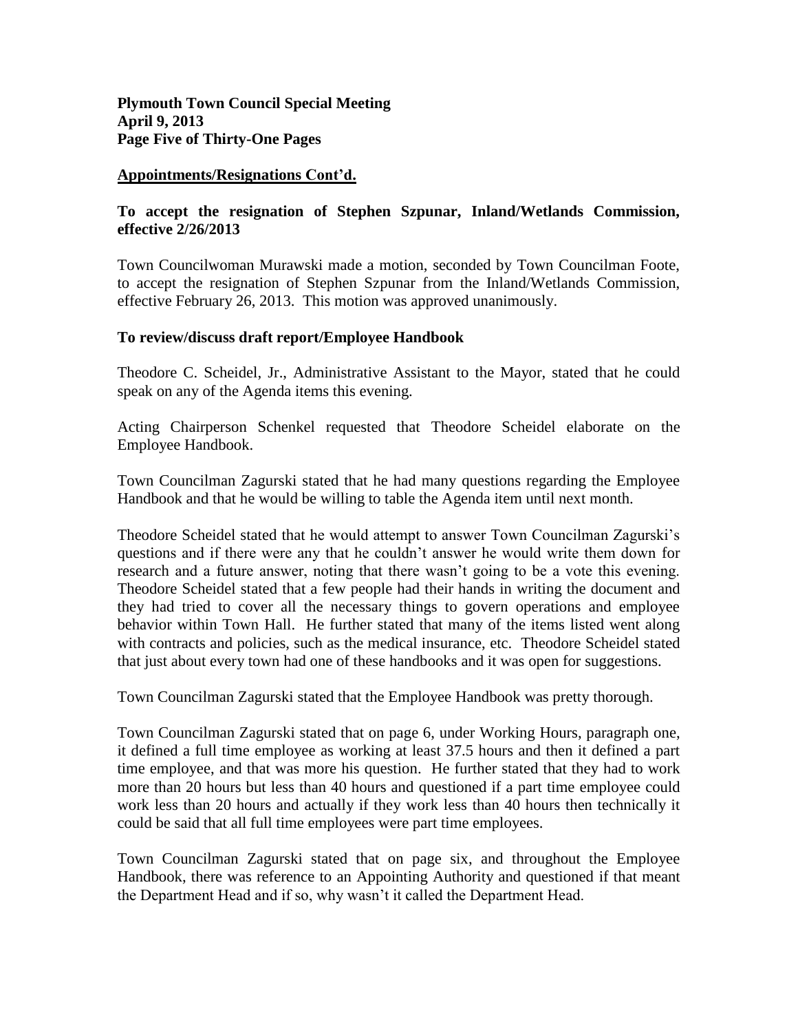## Appointments/Resignations Cont'd.

### To accept the resignation of Stephen Szpunar, Inland/Wetlands Commission, effective 2/26/2013

Town Councilwoman Murawski made a motion, seconded by Town Councilman Foote, to accept the resignation of Stephen Szpunar from the Inland/Wetlands Commission, effective February 26, 2013. This motion was approved unanimously.

### To review/discuss draft report/Employee Handbook

Theodore C. Scheidel, Jr., Administrative Assistant to the Mayor, stated that he could speak on any of the Agenda items this evening.

Acting Chairperson Schenkel requested that Theodore Scheidel elaborate on the Employee Handbook.

Town Councilman Zagurski stated that he had many questions regarding the Employee Handbook and that he would be willing to table the Agenda item until next month.

Theodore Scheidel stated that he would attempt to answer Town Councilman Zagurski's questions and if there were any that he couldn't answer he would write them down for research and a future answer, noting that there wasn't going to be a vote this evening. Theodore Scheidel stated that a few people had their hands in writing the document and they had tried to cover all the necessary things to govern operations and employee behavior within Town Hall. He further stated that many of the items listed went along with contracts and policies, such as the medical insurance, etc. Theodore Scheidel stated that just about every town had one of these handbooks and it was open for suggestions.

Town Councilman Zagurski stated that the Employee Handbook was pretty thorough.

Town Councilman Zagurski stated that on page 6, under Working Hours, paragraph one, it defined a full time employee as working at least 37.5 hours and then it defined a part time employee, and that was more his question. He further stated that they had to work more than 20 hours but less than 40 hours and questioned if a part time employee could work less than 20 hours and actually if they work less than 40 hours then technically it could be said that all full time employees were part time employees.

Town Councilman Zagurski stated that on page six, and throughout the Employee Handbook, there was reference to an Appointing Authority and questioned if that meant the Department Head and if so, why wasn't it called the Department Head.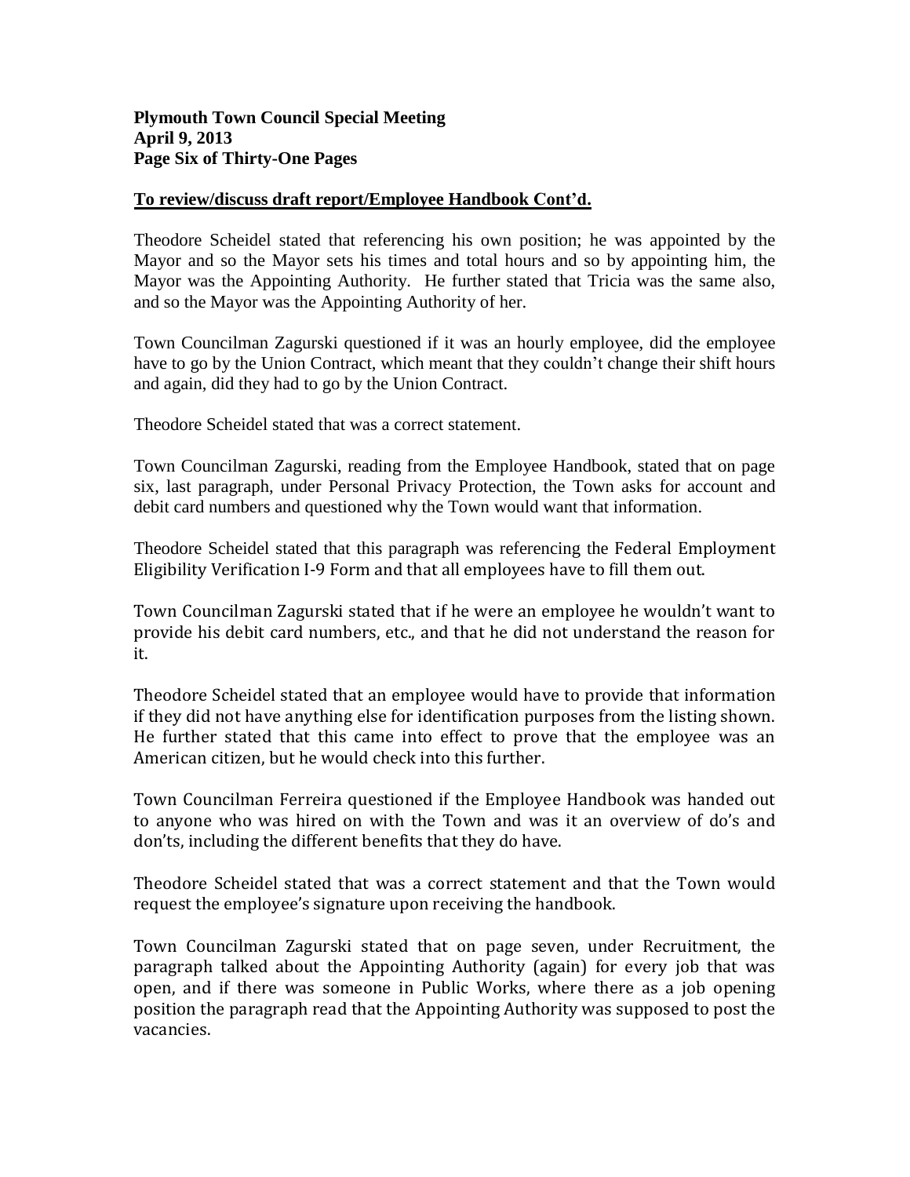## To review/discuss draft report/Employee Handbook Cont'd.

Theodore Scheidel stated that referencing his own position; he was appointed by the Mayor and so the Mayor sets his times and total hours and so by appointing him, the Mayor was the Appointing Authority. He further stated that Tricia was the same also, and so the Mayor was the Appointing Authority of her.

Town Councilman Zagurski questioned if it was an hourly employee, did the employee have to go by the Union Contract, which meant that they couldn't change their shift hours and again, did they had to go by the Union Contract.

Theodore Scheidel stated that was a correct statement.

Town Councilman Zagurski, reading from the Employee Handbook, stated that on page six, last paragraph, under Personal Privacy Protection, the Town asks for account and debit card numbers and questioned why the Town would want that information.

Theodore Scheidel stated that this paragraph was referencing the Federal Employment Eligibility Verification I-9 Form and that all employees have to fill them out.

Town Councilman Zagurski stated that if he were an employee he wouldn't want to provide his debit card numbers, etc., and that he did not understand the reason for it.

Theodore Scheidel stated that an employee would have to provide that information if they did not have anything else for identification purposes from the listing shown. He further stated that this came into effect to prove that the employee was an American citizen, but he would check into this further.

Town Councilman Ferreira questioned if the Employee Handbook was handed out to anyone who was hired on with the Town and was it an overview of do's and don'ts, including the different benefits that they do have.

Theodore Scheidel stated that was a correct statement and that the Town would request the employee's signature upon receiving the handbook.

Town Councilman Zagurski stated that on page seven, under Recruitment, the paragraph talked about the Appointing Authority (again) for every job that was open, and if there was someone in Public Works, where there as a job opening position the paragraph read that the Appointing Authority was supposed to post the vacancies.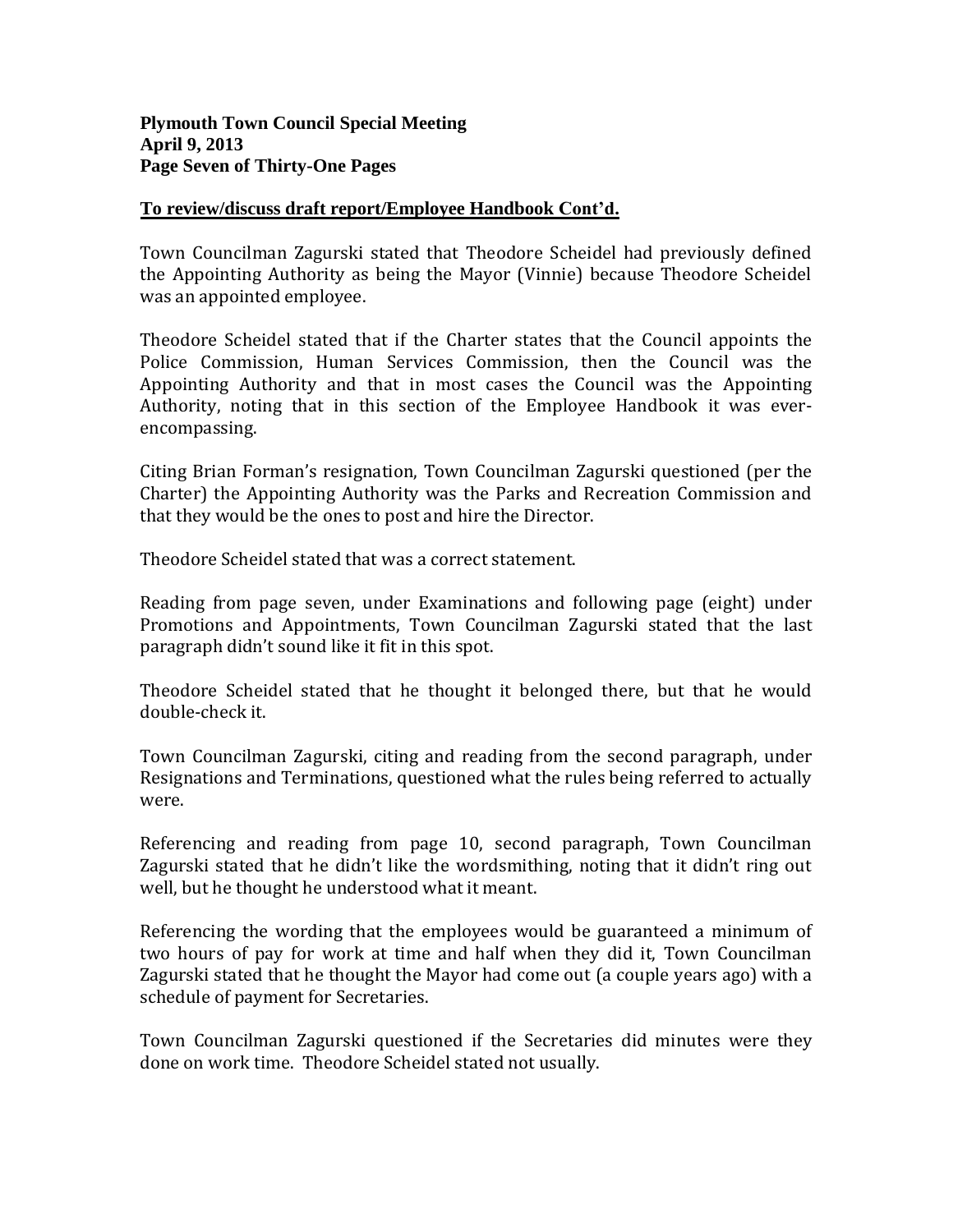**To review/discuss draft report/Employee Handbook Cont'd.**

Town Councilman Zagurski stated that Theodore Scheidel had previously defined the Appointing Authority as being the Mayor (Vinnie) because Theodore Scheidel was an appointed employee.

Theodore Scheidel stated that if the Charter states that the Council appoints the Police Commission, Human Services Commission, then the Council was the Appointing Authority and that in most cases the Council was the Appointing Authority, noting that in this section of the Employee Handbook it was ever-encompassing.

Citing Brian Forman's resignation, Town Councilman Zagurski questioned (per the Charter) the Appointing Authority was the Parks and Recreation Commission and that they would be the ones to post and hire the Director.

Theodore Scheidel stated that was a correct statement.

Reading from page seven, under Examinations and following page (eight) under Promotions and Appointments, Town Councilman Zagurski stated that the last paragraph didn't sound like it fit in this spot.

Theodore Scheidel stated that he thought it belonged there, but that he would double-check it.

Town Councilman Zagurski, citing and reading from the second paragraph, under Resignations and Terminations, questioned what the rules being referred to actually were.

Referencing and reading from page 10, second paragraph, Town Councilman Zagurski stated that he didn't like the wordsmithing, noting that it didn't ring out well, but he thought he understood what it meant.

Referencing the wording that the employees would be guaranteed a minimum of two hours of pay for work at time and half when they did it, Town Councilman Zagurski stated that he thought the Mayor had come out (a couple years ago) with a schedule of payment for Secretaries.

Town Councilman Zagurski questioned if the Secretaries did minutes were they done on work time. Theodore Scheidel stated not usually.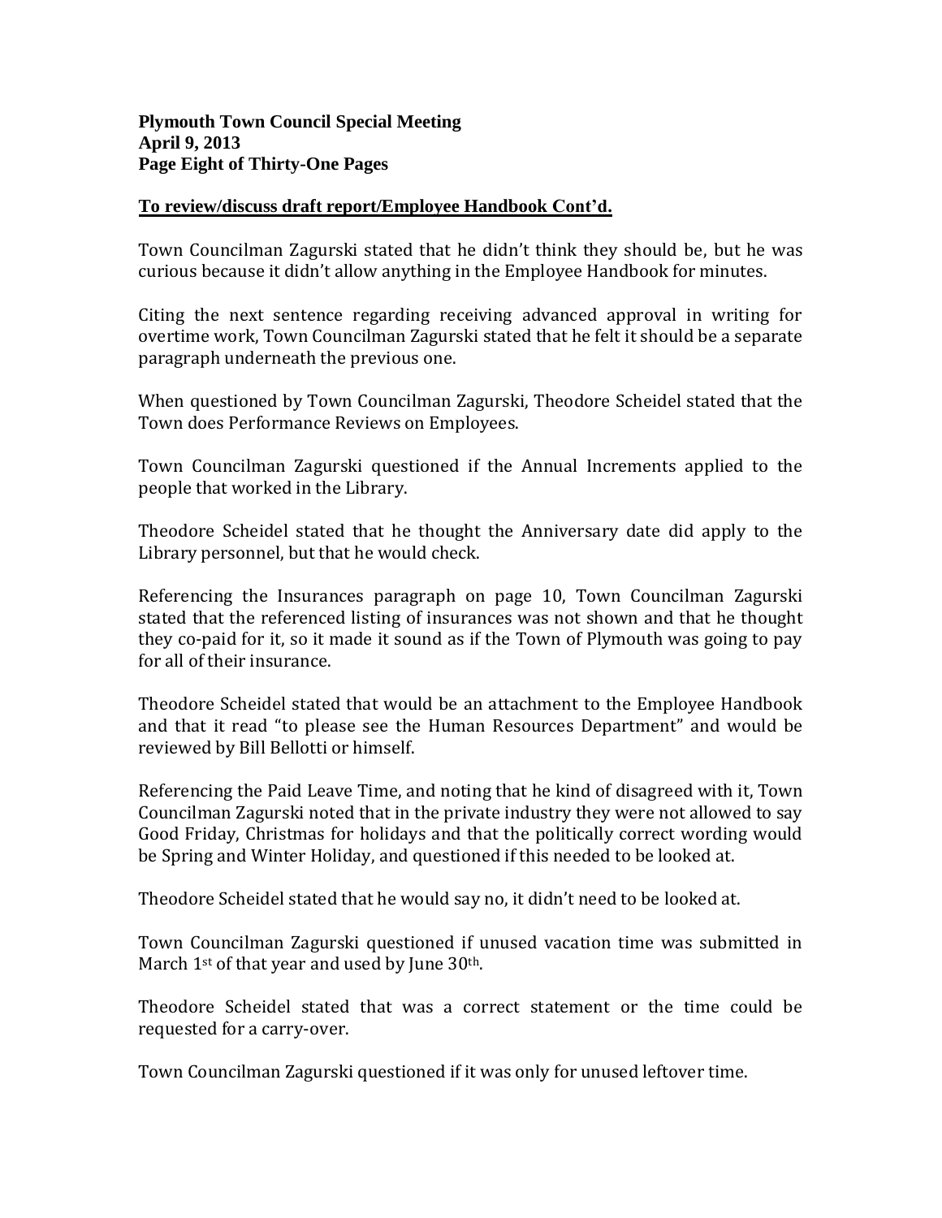**To review/discuss draft report/Employee Handbook Cont'd.**

Town Councilman Zagurski stated that he didn't think they should be, but he was curious because it didn't allow anything in the Employee Handbook for minutes.

Citing the next sentence regarding receiving advanced approval in writing for overtime work, Town Councilman Zagurski stated that he felt it should be a separate paragraph underneath the previous one.

When questioned by Town Councilman Zagurski, Theodore Scheidel stated that the Town does Performance Reviews on Employees.

Town Councilman Zagurski questioned if the Annual Increments applied to the people that worked in the Library.

Theodore Scheidel stated that he thought the Anniversary date did apply to the Library personnel, but that he would check.

Referencing the Insurances paragraph on page 10, Town Councilman Zagurski stated that the referenced listing of insurances was not shown and that he thought they co-paid for it, so it made it sound as if the Town of Plymouth was going to pay for all of their insurance.

Theodore Scheidel stated that would be an attachment to the Employee Handbook and that it read "to please see the Human Resources Department" and would be reviewed by Bill Bellotti or himself.

Referencing the Paid Leave Time, and noting that he kind of disagreed with it, Town Councilman Zagurski noted that in the private industry they were not allowed to say Good Friday, Christmas for holidays and that the politically correct wording would be Spring and Winter Holiday, and questioned if this needed to be looked at.

Theodore Scheidel stated that he would say no, it didn't need to be looked at.

Town Councilman Zagurski questioned if unused vacation time was submitted in March 1st of that year and used by June 30th.

Theodore Scheidel stated that was a correct statement or the time could be requested for a carry-over.

Town Councilman Zagurski questioned if it was only for unused leftover time.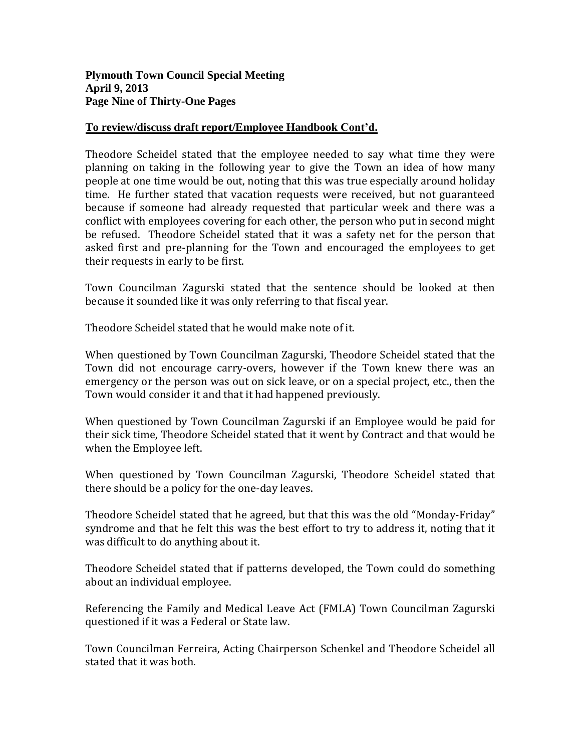**To review/discuss draft report/Employee Handbook Cont'd.**

Theodore Scheidel stated that the employee needed to say what time they were planning on taking in the following year to give the Town an idea of how many people at one time would be out, noting that this was true especially around holiday time. He further stated that vacation requests were received, but not guaranteed because if someone had already requested that particular week and there was a conflict with employees covering for each other, the person who put in second might be refused. Theodore Scheidel stated that it was a safety net for the person that asked first and pre-planning for the Town and encouraged the employees to get their requests in early to be first.

Town Councilman Zagurski stated that the sentence should be looked at then because it sounded like it was only referring to that fiscal year.

Theodore Scheidel stated that he would make note of it.

When questioned by Town Councilman Zagurski, Theodore Scheidel stated that the Town did not encourage carry-overs, however if the Town knew there was an emergency or the person was out on sick leave, or on a special project, etc., then the Town would consider it and that it had happened previously.

When questioned by Town Councilman Zagurski if an Employee would be paid for their sick time, Theodore Scheidel stated that it went by Contract and that would be when the Employee left.

When questioned by Town Councilman Zagurski, Theodore Scheidel stated that there should be a policy for the one-day leaves.

Theodore Scheidel stated that he agreed, but that this was the old "Monday-Friday" syndrome and that he felt this was the best effort to try to address it, noting that it was difficult to do anything about it.

Theodore Scheidel stated that if patterns developed, the Town could do something about an individual employee.

Referencing the Family and Medical Leave Act (FMLA) Town Councilman Zagurski questioned if it was a Federal or State law.

Town Councilman Ferreira, Acting Chairperson Schenkel and Theodore Scheidel all stated that it was both.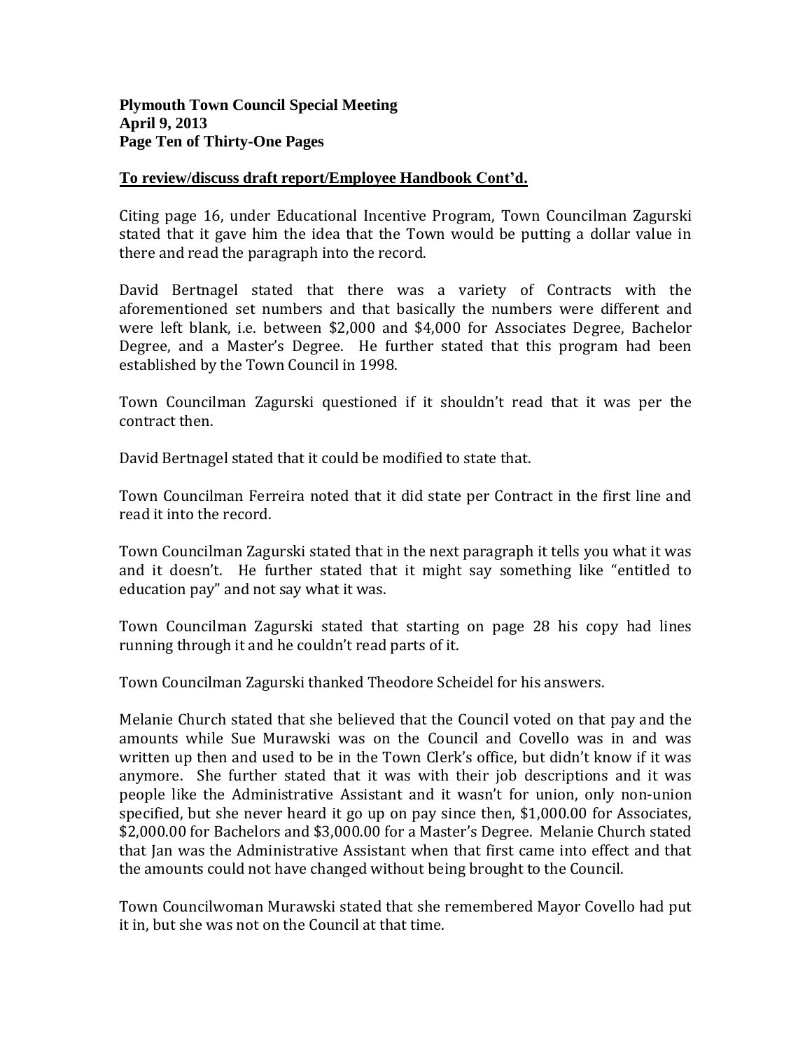**To review/discuss draft report/Employee Handbook Cont'd.**

Citing page 16, under Educational Incentive Program, Town Councilman Zagurski stated that it gave him the idea that the Town would be putting a dollar value in there and read the paragraph into the record.

David Bertnagel stated that there was a variety of Contracts with the aforementioned set numbers and that basically the numbers were different and were left blank, i.e. between $2,000 and $4,000 for Associates Degree, Bachelor Degree, and a Master's Degree. He further stated that this program had been established by the Town Council in 1998.

Town Councilman Zagurski questioned if it shouldn't read that it was per the contract then.

David Bertnagel stated that it could be modified to state that.

Town Councilman Ferreira noted that it did state per Contract in the first line and read it into the record.

Town Councilman Zagurski stated that in the next paragraph it tells you what it was and it doesn't. He further stated that it might say something like "entitled to education pay" and not say what it was.

Town Councilman Zagurski stated that starting on page 28 his copy had lines running through it and he couldn't read parts of it.

Town Councilman Zagurski thanked Theodore Scheidel for his answers.

Melanie Church stated that she believed that the Council voted on that pay and the amounts while Sue Murawski was on the Council and Covello was in and was written up then and used to be in the Town Clerk's office, but didn't know if it was anymore. She further stated that it was with their job descriptions and it was people like the Administrative Assistant and it wasn't for union, only non-union specified, but she never heard it go up on pay since then, $1,000.00 for Associates, $2,000.00 for Bachelors and $3,000.00 for a Master's Degree. Melanie Church stated that Jan was the Administrative Assistant when that first came into effect and that the amounts could not have changed without being brought to the Council.

Town Councilwoman Murawski stated that she remembered Mayor Covello had put it in, but she was not on the Council at that time.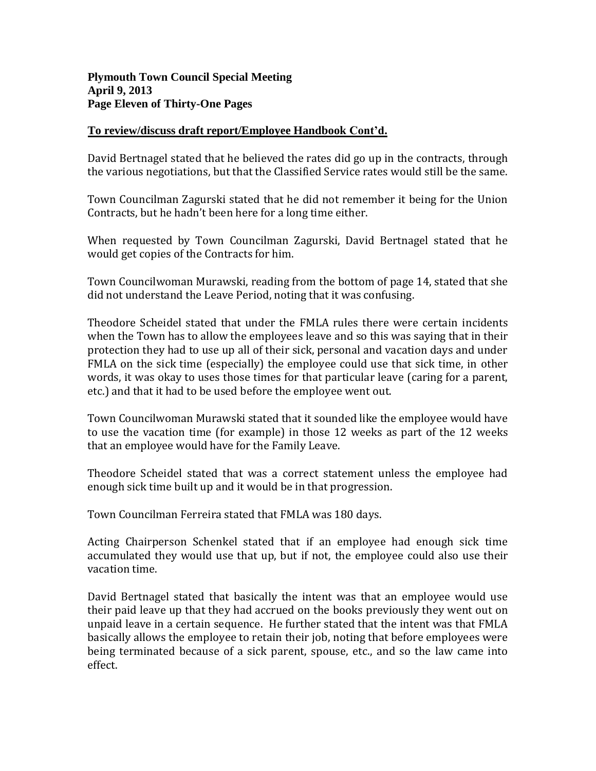**To review/discuss draft report/Employee Handbook Cont'd.**

David Bertnagel stated that he believed the rates did go up in the contracts, through the various negotiations, but that the Classified Service rates would still be the same.

Town Councilman Zagurski stated that he did not remember it being for the Union Contracts, but he hadn't been here for a long time either.

When requested by Town Councilman Zagurski, David Bertnagel stated that he would get copies of the Contracts for him.

Town Councilwoman Murawski, reading from the bottom of page 14, stated that she did not understand the Leave Period, noting that it was confusing.

Theodore Scheidel stated that under the FMLA rules there were certain incidents when the Town has to allow the employees leave and so this was saying that in their protection they had to use up all of their sick, personal and vacation days and under FMLA on the sick time (especially) the employee could use that sick time, in other words, it was okay to uses those times for that particular leave (caring for a parent, etc.) and that it had to be used before the employee went out.

Town Councilwoman Murawski stated that it sounded like the employee would have to use the vacation time (for example) in those 12 weeks as part of the 12 weeks that an employee would have for the Family Leave.

Theodore Scheidel stated that was a correct statement unless the employee had enough sick time built up and it would be in that progression.

Town Councilman Ferreira stated that FMLA was 180 days.

Acting Chairperson Schenkel stated that if an employee had enough sick time accumulated they would use that up, but if not, the employee could also use their vacation time.

David Bertnagel stated that basically the intent was that an employee would use their paid leave up that they had accrued on the books previously they went out on unpaid leave in a certain sequence. He further stated that the intent was that FMLA basically allows the employee to retain their job, noting that before employees were being terminated because of a sick parent, spouse, etc., and so the law came into effect.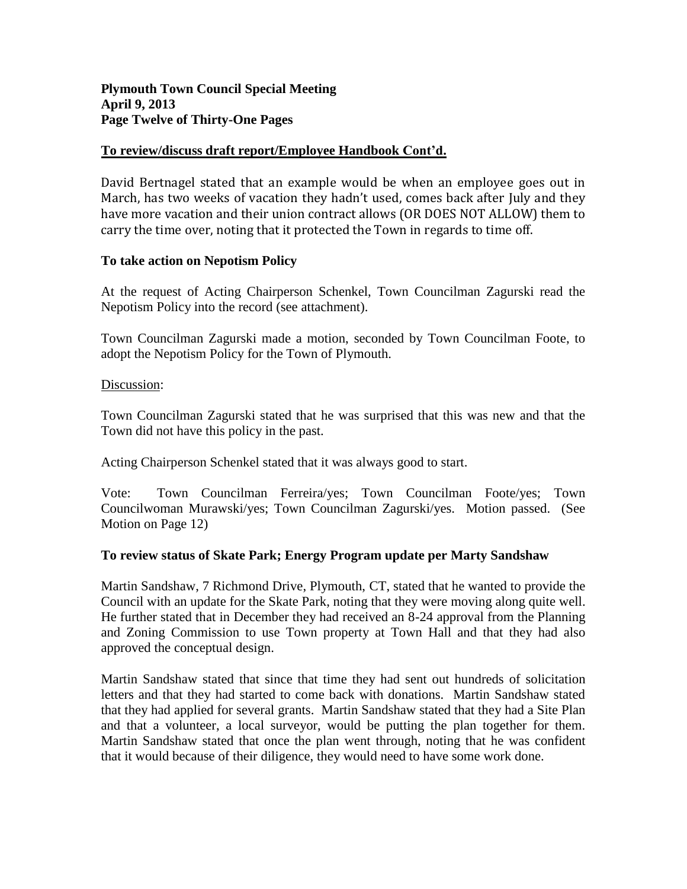**Plymouth Town Council Special Meeting**
**April 9, 2013**

**To review/discuss draft report/Employee Handbook Cont'd.**

David Bertnagel stated that an example would be when an employee goes out in March, has two weeks of vacation they hadn't used, comes back after July and they have more vacation and their union contract allows (OR DOES NOT ALLOW) them to carry the time over, noting that it protected the Town in regards to time off.

**To take action on Nepotism Policy**

At the request of Acting Chairperson Schenkel, Town Councilman Zagurski read the Nepotism Policy into the record (see attachment).

Town Councilman Zagurski made a motion, seconded by Town Councilman Foote, to adopt the Nepotism Policy for the Town of Plymouth.

Discussion:

Town Councilman Zagurski stated that he was surprised that this was new and that the Town did not have this policy in the past.

Acting Chairperson Schenkel stated that it was always good to start.

Vote: Town Councilman Ferreira/yes; Town Councilman Foote/yes; Town Councilwoman Murawski/yes; Town Councilman Zagurski/yes. Motion passed. (See Motion on Page 12)

**To review status of Skate Park; Energy Program update per Marty Sandshaw**

Martin Sandshaw, 7 Richmond Drive, Plymouth, CT, stated that he wanted to provide the Council with an update for the Skate Park, noting that they were moving along quite well. He further stated that in December they had received an 8-24 approval from the Planning and Zoning Commission to use Town property at Town Hall and that they had also approved the conceptual design.

Martin Sandshaw stated that since that time they had sent out hundreds of solicitation letters and that they had started to come back with donations. Martin Sandshaw stated that they had applied for several grants. Martin Sandshaw stated that they had a Site Plan and that a volunteer, a local surveyor, would be putting the plan together for them. Martin Sandshaw stated that once the plan went through, noting that he was confident that it would because of their diligence, they would need to have some work done.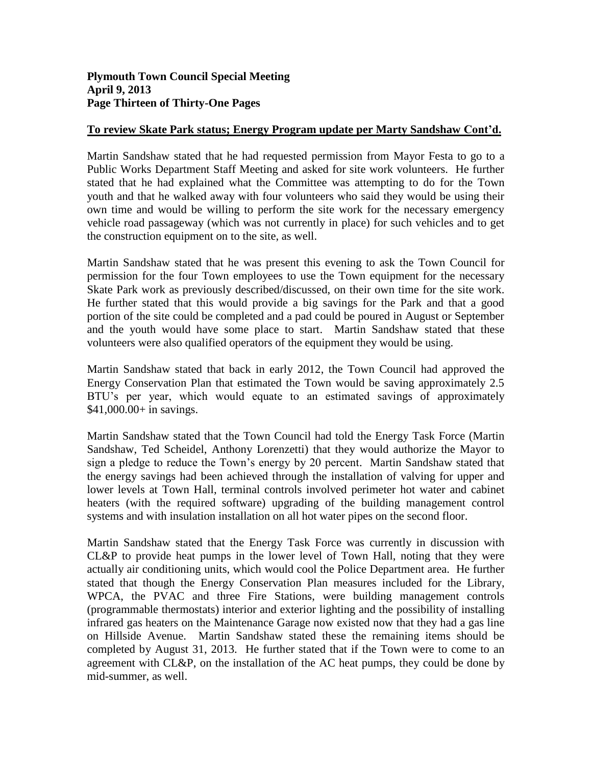**To review Skate Park status; Energy Program update per Marty Sandshaw Cont'd.**

Martin Sandshaw stated that he had requested permission from Mayor Festa to go to a Public Works Department Staff Meeting and asked for site work volunteers. He further stated that he had explained what the Committee was attempting to do for the Town youth and that he walked away with four volunteers who said they would be using their own time and would be willing to perform the site work for the necessary emergency vehicle road passageway (which was not currently in place) for such vehicles and to get the construction equipment on to the site, as well.

Martin Sandshaw stated that he was present this evening to ask the Town Council for permission for the four Town employees to use the Town equipment for the necessary Skate Park work as previously described/discussed, on their own time for the site work. He further stated that this would provide a big savings for the Park and that a good portion of the site could be completed and a pad could be poured in August or September and the youth would have some place to start. Martin Sandshaw stated that these volunteers were also qualified operators of the equipment they would be using.

Martin Sandshaw stated that back in early 2012, the Town Council had approved the Energy Conservation Plan that estimated the Town would be saving approximately 2.5 BTU's per year, which would equate to an estimated savings of approximately $41,000.00+ in savings.

Martin Sandshaw stated that the Town Council had told the Energy Task Force (Martin Sandshaw, Ted Scheidel, Anthony Lorenzetti) that they would authorize the Mayor to sign a pledge to reduce the Town's energy by 20 percent. Martin Sandshaw stated that the energy savings had been achieved through the installation of valving for upper and lower levels at Town Hall, terminal controls involved perimeter hot water and cabinet heaters (with the required software) upgrading of the building management control systems and with insulation installation on all hot water pipes on the second floor.

Martin Sandshaw stated that the Energy Task Force was currently in discussion with CL&P to provide heat pumps in the lower level of Town Hall, noting that they were actually air conditioning units, which would cool the Police Department area. He further stated that though the Energy Conservation Plan measures included for the Library, WPCA, the PVAC and three Fire Stations, were building management controls (programmable thermostats) interior and exterior lighting and the possibility of installing infrared gas heaters on the Maintenance Garage now existed now that they had a gas line on Hillside Avenue. Martin Sandshaw stated these the remaining items should be completed by August 31, 2013. He further stated that if the Town were to come to an agreement with CL&P, on the installation of the AC heat pumps, they could be done by mid-summer, as well.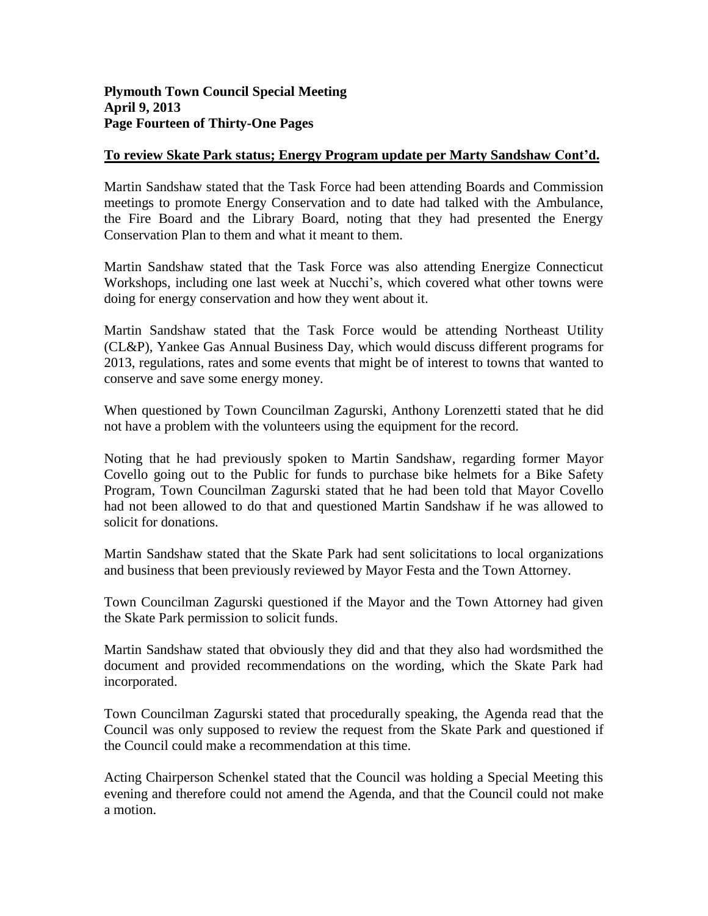**To review Skate Park status; Energy Program update per Marty Sandshaw Cont'd.**

Martin Sandshaw stated that the Task Force had been attending Boards and Commission meetings to promote Energy Conservation and to date had talked with the Ambulance, the Fire Board and the Library Board, noting that they had presented the Energy Conservation Plan to them and what it meant to them.

Martin Sandshaw stated that the Task Force was also attending Energize Connecticut Workshops, including one last week at Nucchi's, which covered what other towns were doing for energy conservation and how they went about it.

Martin Sandshaw stated that the Task Force would be attending Northeast Utility (CL&P), Yankee Gas Annual Business Day, which would discuss different programs for 2013, regulations, rates and some events that might be of interest to towns that wanted to conserve and save some energy money.

When questioned by Town Councilman Zagurski, Anthony Lorenzetti stated that he did not have a problem with the volunteers using the equipment for the record.

Noting that he had previously spoken to Martin Sandshaw, regarding former Mayor Covello going out to the Public for funds to purchase bike helmets for a Bike Safety Program, Town Councilman Zagurski stated that he had been told that Mayor Covello had not been allowed to do that and questioned Martin Sandshaw if he was allowed to solicit for donations.

Martin Sandshaw stated that the Skate Park had sent solicitations to local organizations and business that been previously reviewed by Mayor Festa and the Town Attorney.

Town Councilman Zagurski questioned if the Mayor and the Town Attorney had given the Skate Park permission to solicit funds.

Martin Sandshaw stated that obviously they did and that they also had wordsmithed the document and provided recommendations on the wording, which the Skate Park had incorporated.

Town Councilman Zagurski stated that procedurally speaking, the Agenda read that the Council was only supposed to review the request from the Skate Park and questioned if the Council could make a recommendation at this time.

Acting Chairperson Schenkel stated that the Council was holding a Special Meeting this evening and therefore could not amend the Agenda, and that the Council could not make a motion.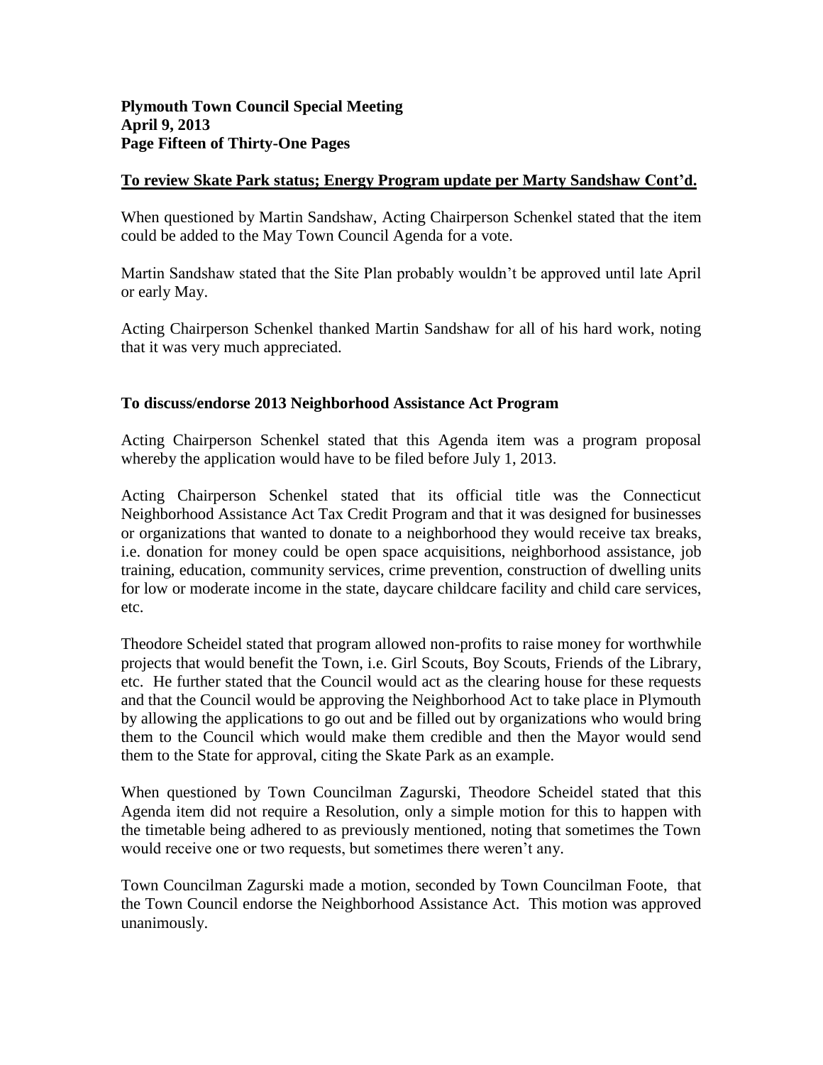**To review Skate Park status; Energy Program update per Marty Sandshaw Cont'd.**

When questioned by Martin Sandshaw, Acting Chairperson Schenkel stated that the item could be added to the May Town Council Agenda for a vote.

Martin Sandshaw stated that the Site Plan probably wouldn't be approved until late April or early May.

Acting Chairperson Schenkel thanked Martin Sandshaw for all of his hard work, noting that it was very much appreciated.

**To discuss/endorse 2013 Neighborhood Assistance Act Program**

Acting Chairperson Schenkel stated that this Agenda item was a program proposal whereby the application would have to be filed before July 1, 2013.

Acting Chairperson Schenkel stated that its official title was the Connecticut Neighborhood Assistance Act Tax Credit Program and that it was designed for businesses or organizations that wanted to donate to a neighborhood they would receive tax breaks, i.e. donation for money could be open space acquisitions, neighborhood assistance, job training, education, community services, crime prevention, construction of dwelling units for low or moderate income in the state, daycare childcare facility and child care services, etc.

Theodore Scheidel stated that program allowed non-profits to raise money for worthwhile projects that would benefit the Town, i.e. Girl Scouts, Boy Scouts, Friends of the Library, etc. He further stated that the Council would act as the clearing house for these requests and that the Council would be approving the Neighborhood Act to take place in Plymouth by allowing the applications to go out and be filled out by organizations who would bring them to the Council which would make them credible and then the Mayor would send them to the State for approval, citing the Skate Park as an example.

When questioned by Town Councilman Zagurski, Theodore Scheidel stated that this Agenda item did not require a Resolution, only a simple motion for this to happen with the timetable being adhered to as previously mentioned, noting that sometimes the Town would receive one or two requests, but sometimes there weren't any.

Town Councilman Zagurski made a motion, seconded by Town Councilman Foote, that the Town Council endorse the Neighborhood Assistance Act. This motion was approved unanimously.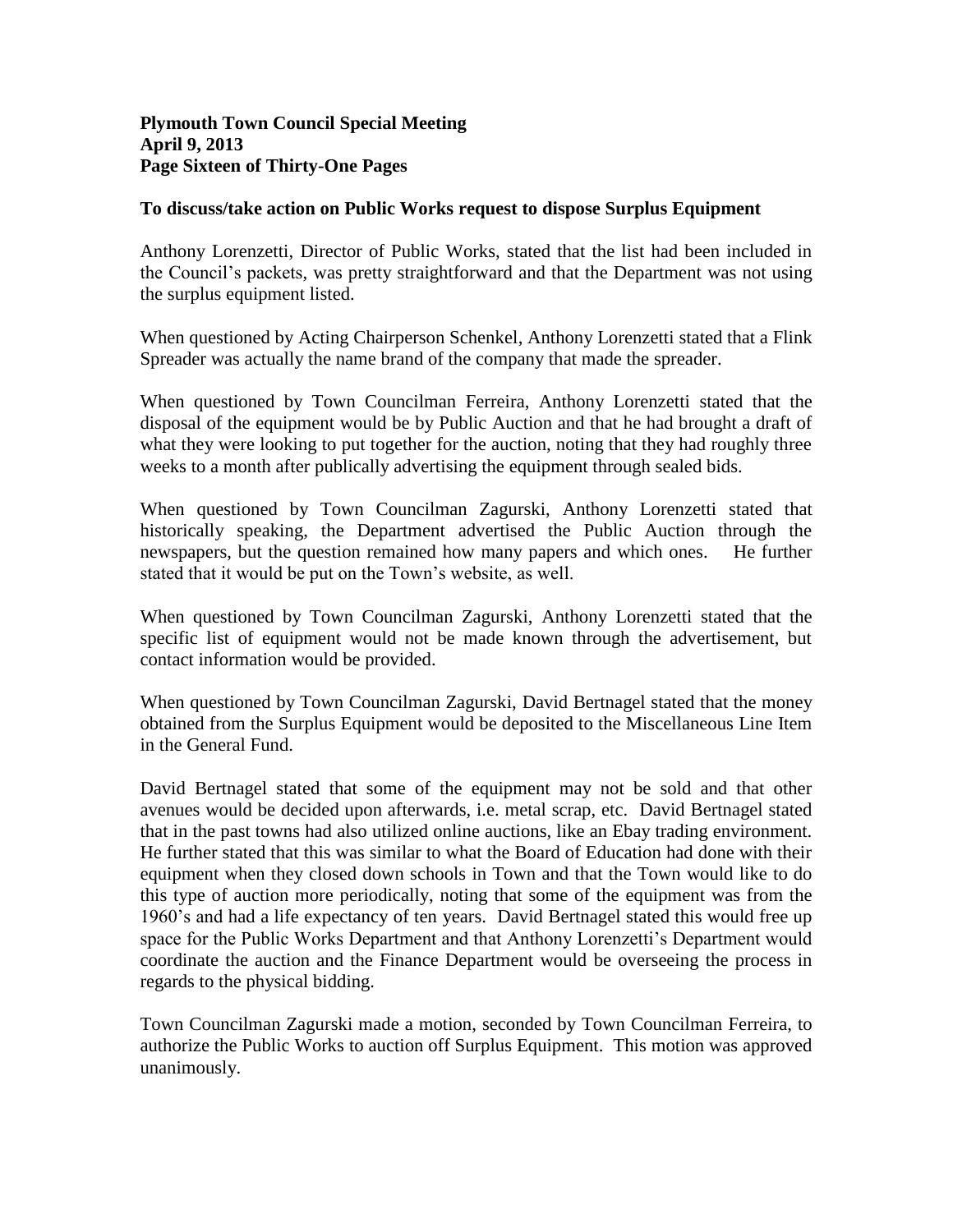**To discuss/take action on Public Works request to dispose Surplus Equipment**

Anthony Lorenzetti, Director of Public Works, stated that the list had been included in the Council's packets, was pretty straightforward and that the Department was not using the surplus equipment listed.

When questioned by Acting Chairperson Schenkel, Anthony Lorenzetti stated that a Flink Spreader was actually the name brand of the company that made the spreader.

When questioned by Town Councilman Ferreira, Anthony Lorenzetti stated that the disposal of the equipment would be by Public Auction and that he had brought a draft of what they were looking to put together for the auction, noting that they had roughly three weeks to a month after publically advertising the equipment through sealed bids.

When questioned by Town Councilman Zagurski, Anthony Lorenzetti stated that historically speaking, the Department advertised the Public Auction through the newspapers, but the question remained how many papers and which ones. He further stated that it would be put on the Town's website, as well.

When questioned by Town Councilman Zagurski, Anthony Lorenzetti stated that the specific list of equipment would not be made known through the advertisement, but contact information would be provided.

When questioned by Town Councilman Zagurski, David Bertnagel stated that the money obtained from the Surplus Equipment would be deposited to the Miscellaneous Line Item in the General Fund.

David Bertnagel stated that some of the equipment may not be sold and that other avenues would be decided upon afterwards, i.e. metal scrap, etc. David Bertnagel stated that in the past towns had also utilized online auctions, like an Ebay trading environment. He further stated that this was similar to what the Board of Education had done with their equipment when they closed down schools in Town and that the Town would like to do this type of auction more periodically, noting that some of the equipment was from the 1960's and had a life expectancy of ten years. David Bertnagel stated this would free up space for the Public Works Department and that Anthony Lorenzetti's Department would coordinate the auction and the Finance Department would be overseeing the process in regards to the physical bidding.

Town Councilman Zagurski made a motion, seconded by Town Councilman Ferreira, to authorize the Public Works to auction off Surplus Equipment. This motion was approved unanimously.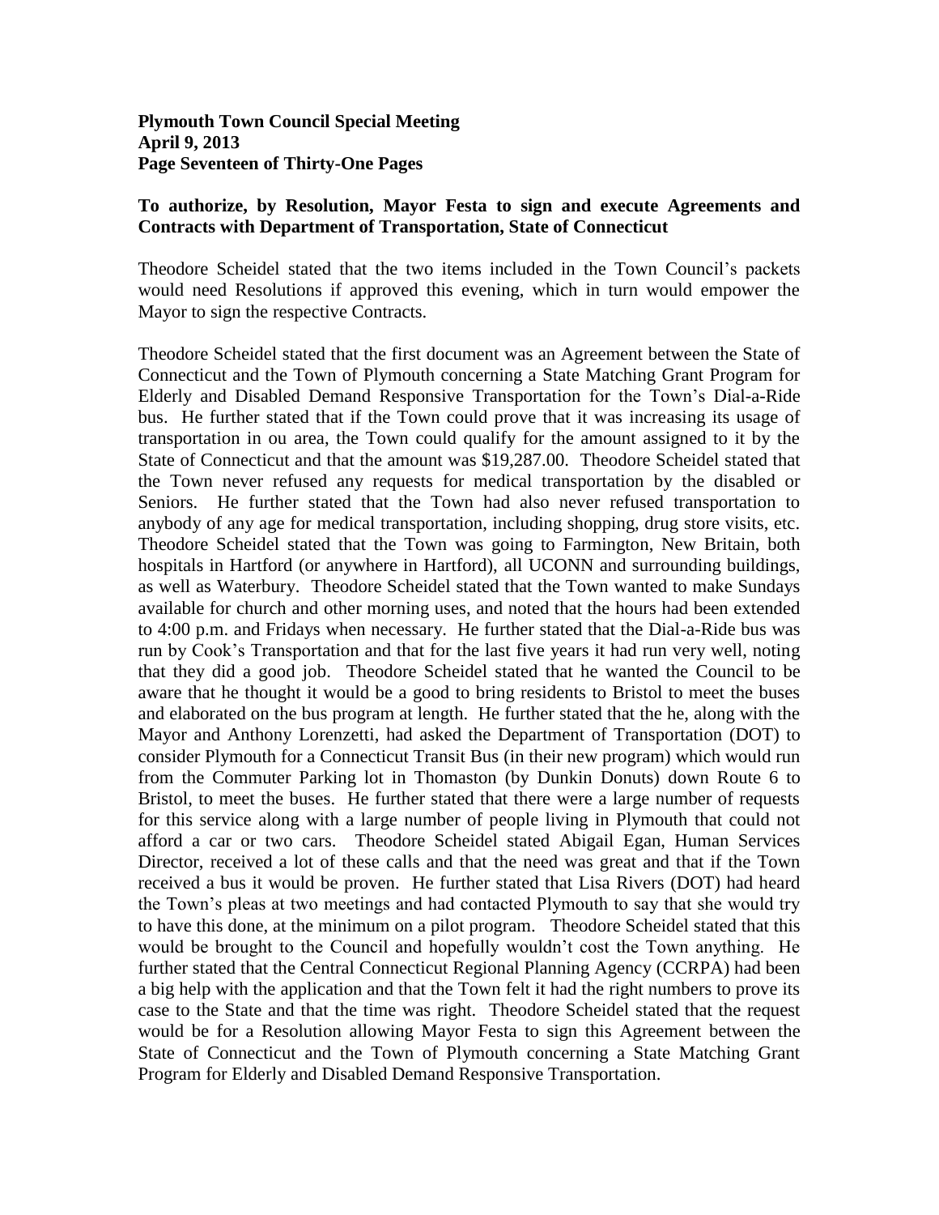**To authorize, by Resolution, Mayor Festa to sign and execute Agreements and Contracts with Department of Transportation, State of Connecticut**

Theodore Scheidel stated that the two items included in the Town Council's packets would need Resolutions if approved this evening, which in turn would empower the Mayor to sign the respective Contracts.

Theodore Scheidel stated that the first document was an Agreement between the State of Connecticut and the Town of Plymouth concerning a State Matching Grant Program for Elderly and Disabled Demand Responsive Transportation for the Town's Dial-a-Ride bus. He further stated that if the Town could prove that it was increasing its usage of transportation in ou area, the Town could qualify for the amount assigned to it by the State of Connecticut and that the amount was $19,287.00. Theodore Scheidel stated that the Town never refused any requests for medical transportation by the disabled or Seniors. He further stated that the Town had also never refused transportation to anybody of any age for medical transportation, including shopping, drug store visits, etc. Theodore Scheidel stated that the Town was going to Farmington, New Britain, both hospitals in Hartford (or anywhere in Hartford), all UCONN and surrounding buildings, as well as Waterbury. Theodore Scheidel stated that the Town wanted to make Sundays available for church and other morning uses, and noted that the hours had been extended to 4:00 p.m. and Fridays when necessary. He further stated that the Dial-a-Ride bus was run by Cook's Transportation and that for the last five years it had run very well, noting that they did a good job. Theodore Scheidel stated that he wanted the Council to be aware that he thought it would be a good to bring residents to Bristol to meet the buses and elaborated on the bus program at length. He further stated that the he, along with the Mayor and Anthony Lorenzetti, had asked the Department of Transportation (DOT) to consider Plymouth for a Connecticut Transit Bus (in their new program) which would run from the Commuter Parking lot in Thomaston (by Dunkin Donuts) down Route 6 to Bristol, to meet the buses. He further stated that there were a large number of requests for this service along with a large number of people living in Plymouth that could not afford a car or two cars. Theodore Scheidel stated Abigail Egan, Human Services Director, received a lot of these calls and that the need was great and that if the Town received a bus it would be proven. He further stated that Lisa Rivers (DOT) had heard the Town's pleas at two meetings and had contacted Plymouth to say that she would try to have this done, at the minimum on a pilot program. Theodore Scheidel stated that this would be brought to the Council and hopefully wouldn't cost the Town anything. He further stated that the Central Connecticut Regional Planning Agency (CCRPA) had been a big help with the application and that the Town felt it had the right numbers to prove its case to the State and that the time was right. Theodore Scheidel stated that the request would be for a Resolution allowing Mayor Festa to sign this Agreement between the State of Connecticut and the Town of Plymouth concerning a State Matching Grant Program for Elderly and Disabled Demand Responsive Transportation.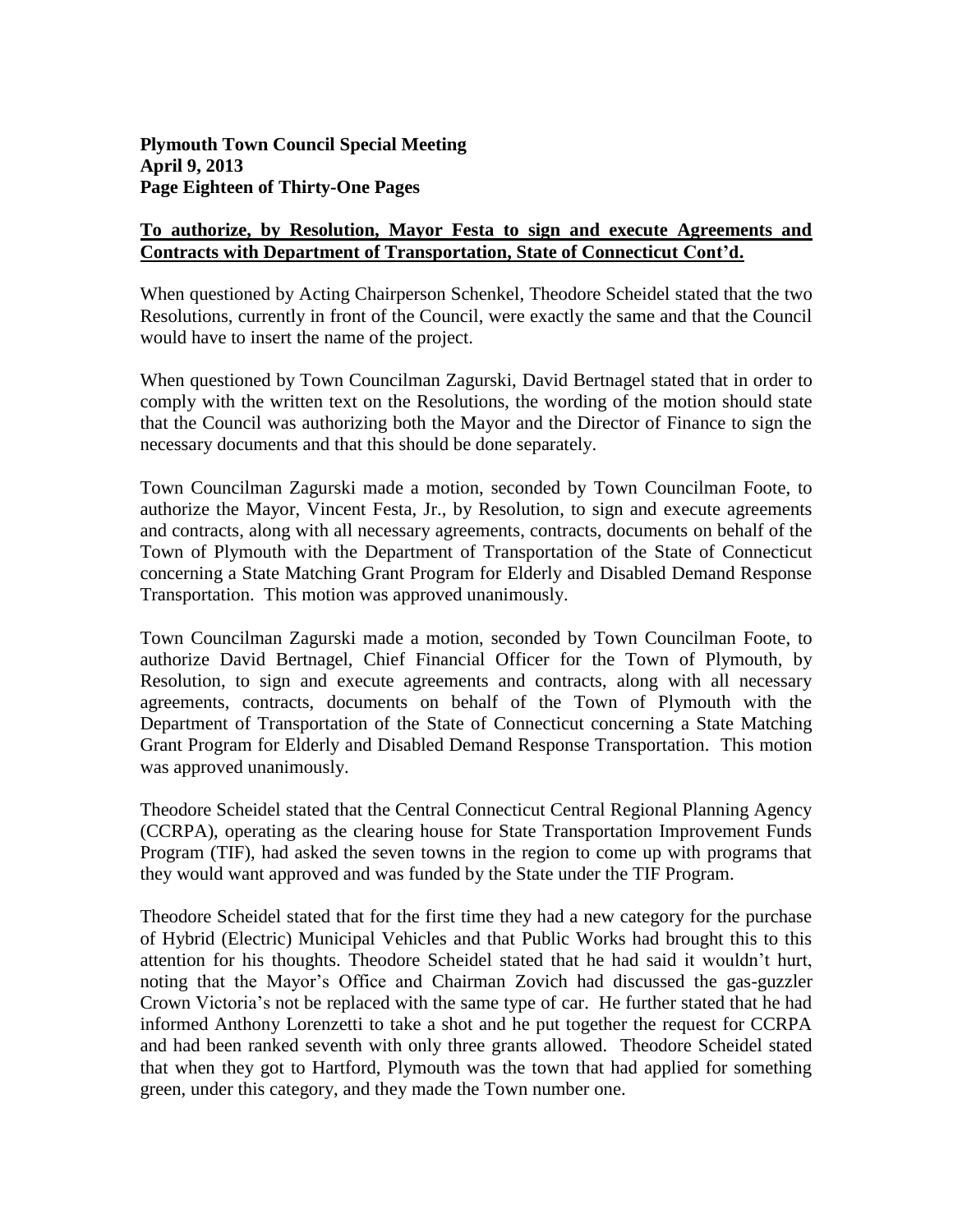**To authorize, by Resolution, Mayor Festa to sign and execute Agreements and Contracts with Department of Transportation, State of Connecticut Cont'd.**

When questioned by Acting Chairperson Schenkel, Theodore Scheidel stated that the two Resolutions, currently in front of the Council, were exactly the same and that the Council would have to insert the name of the project.

When questioned by Town Councilman Zagurski, David Bertnagel stated that in order to comply with the written text on the Resolutions, the wording of the motion should state that the Council was authorizing both the Mayor and the Director of Finance to sign the necessary documents and that this should be done separately.

Town Councilman Zagurski made a motion, seconded by Town Councilman Foote, to authorize the Mayor, Vincent Festa, Jr., by Resolution, to sign and execute agreements and contracts, along with all necessary agreements, contracts, documents on behalf of the Town of Plymouth with the Department of Transportation of the State of Connecticut concerning a State Matching Grant Program for Elderly and Disabled Demand Response Transportation. This motion was approved unanimously.

Town Councilman Zagurski made a motion, seconded by Town Councilman Foote, to authorize David Bertnagel, Chief Financial Officer for the Town of Plymouth, by Resolution, to sign and execute agreements and contracts, along with all necessary agreements, contracts, documents on behalf of the Town of Plymouth with the Department of Transportation of the State of Connecticut concerning a State Matching Grant Program for Elderly and Disabled Demand Response Transportation. This motion was approved unanimously.

Theodore Scheidel stated that the Central Connecticut Central Regional Planning Agency (CCRPA), operating as the clearing house for State Transportation Improvement Funds Program (TIF), had asked the seven towns in the region to come up with programs that they would want approved and was funded by the State under the TIF Program.

Theodore Scheidel stated that for the first time they had a new category for the purchase of Hybrid (Electric) Municipal Vehicles and that Public Works had brought this to this attention for his thoughts. Theodore Scheidel stated that he had said it wouldn't hurt, noting that the Mayor's Office and Chairman Zovich had discussed the gas-guzzler Crown Victoria's not be replaced with the same type of car. He further stated that he had informed Anthony Lorenzetti to take a shot and he put together the request for CCRPA and had been ranked seventh with only three grants allowed. Theodore Scheidel stated that when they got to Hartford, Plymouth was the town that had applied for something green, under this category, and they made the Town number one.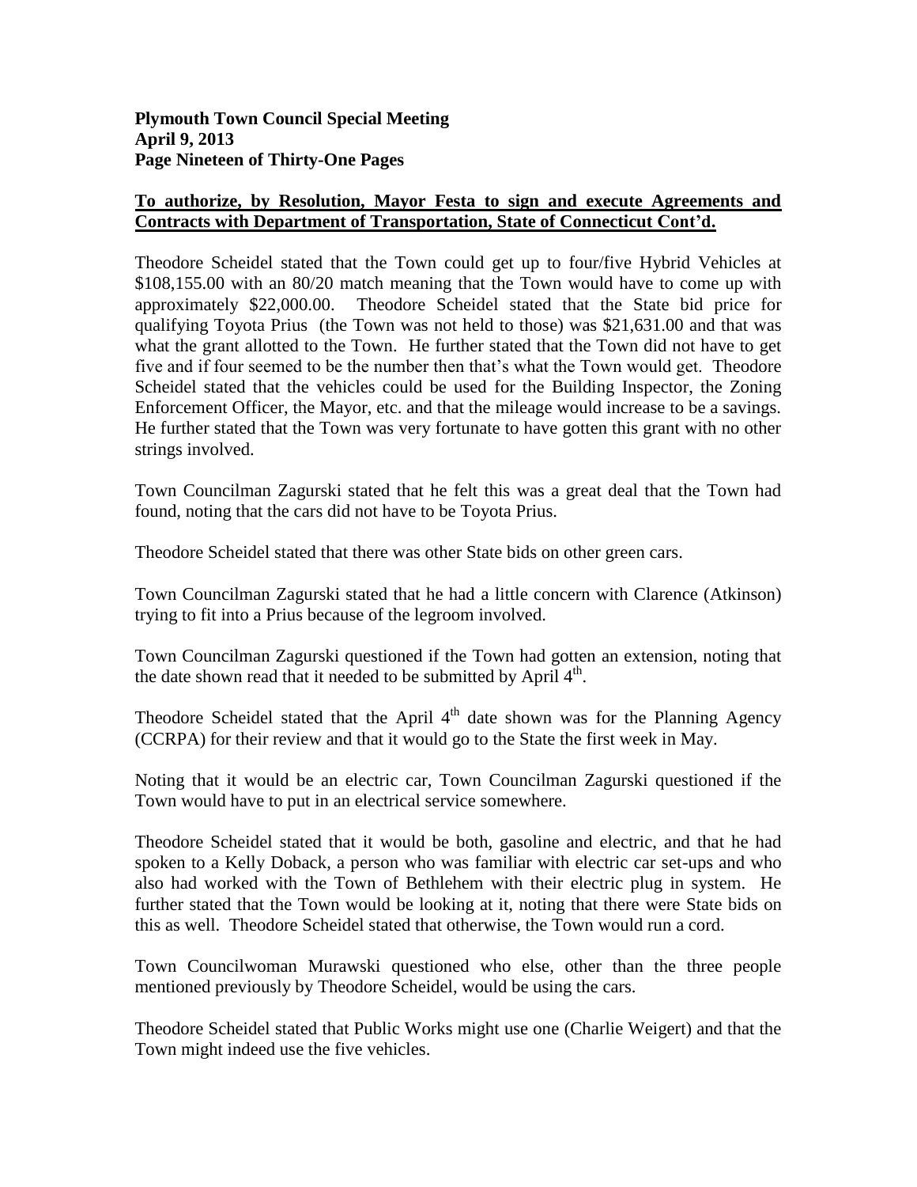**To authorize, by Resolution, Mayor Festa to sign and execute Agreements and Contracts with Department of Transportation, State of Connecticut Cont'd.**

Theodore Scheidel stated that the Town could get up to four/five Hybrid Vehicles at \$108,155.00 with an 80/20 match meaning that the Town would have to come up with approximately \$22,000.00. Theodore Scheidel stated that the State bid price for qualifying Toyota Prius (the Town was not held to those) was \$21,631.00 and that was what the grant allotted to the Town. He further stated that the Town did not have to get five and if four seemed to be the number then that's what the Town would get. Theodore Scheidel stated that the vehicles could be used for the Building Inspector, the Zoning Enforcement Officer, the Mayor, etc. and that the mileage would increase to be a savings. He further stated that the Town was very fortunate to have gotten this grant with no other strings involved.

Town Councilman Zagurski stated that he felt this was a great deal that the Town had found, noting that the cars did not have to be Toyota Prius.

Theodore Scheidel stated that there was other State bids on other green cars.

Town Councilman Zagurski stated that he had a little concern with Clarence (Atkinson) trying to fit into a Prius because of the legroom involved.

Town Councilman Zagurski questioned if the Town had gotten an extension, noting that the date shown read that it needed to be submitted by April 4th.

Theodore Scheidel stated that the April 4th date shown was for the Planning Agency (CCRPA) for their review and that it would go to the State the first week in May.

Noting that it would be an electric car, Town Councilman Zagurski questioned if the Town would have to put in an electrical service somewhere.

Theodore Scheidel stated that it would be both, gasoline and electric, and that he had spoken to a Kelly Doback, a person who was familiar with electric car set-ups and who also had worked with the Town of Bethlehem with their electric plug in system. He further stated that the Town would be looking at it, noting that there were State bids on this as well. Theodore Scheidel stated that otherwise, the Town would run a cord.

Town Councilwoman Murawski questioned who else, other than the three people mentioned previously by Theodore Scheidel, would be using the cars.

Theodore Scheidel stated that Public Works might use one (Charlie Weigert) and that the Town might indeed use the five vehicles.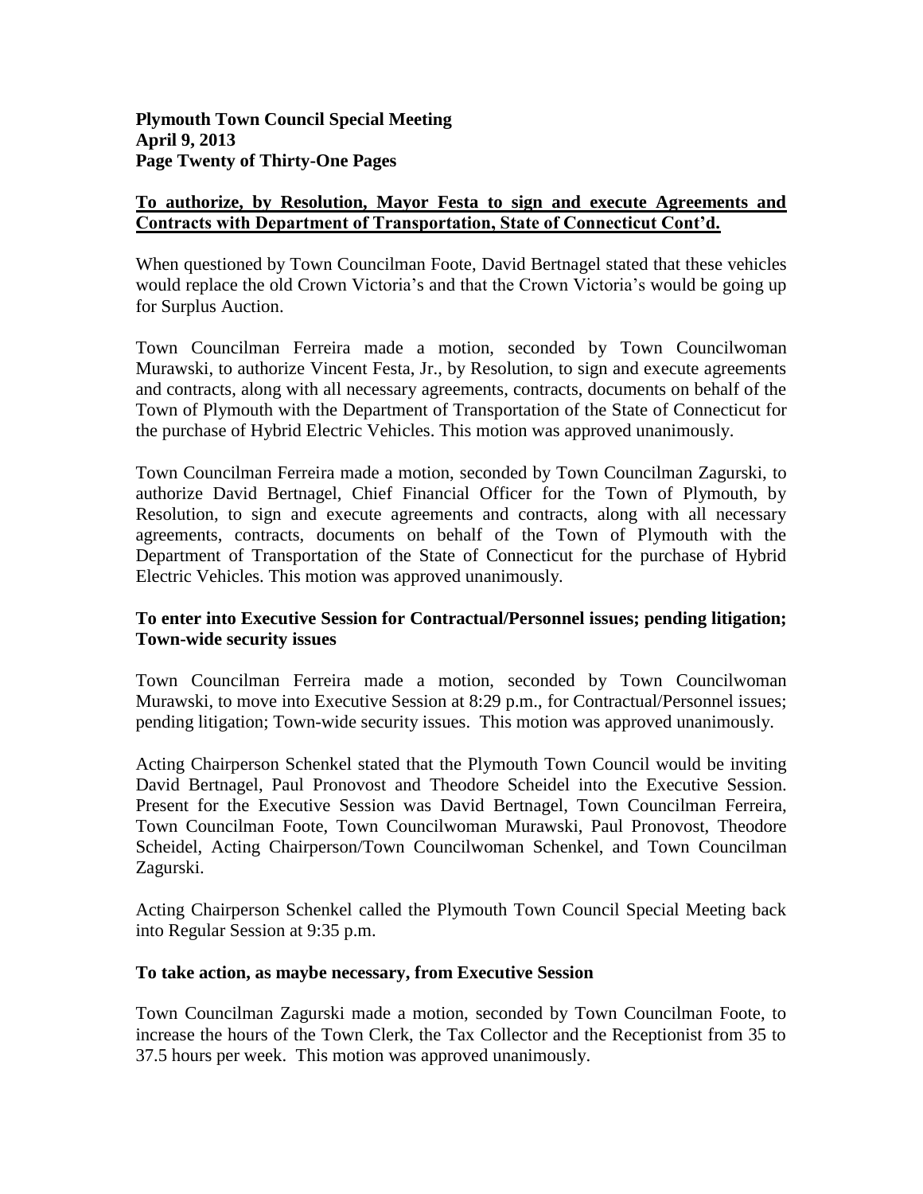**To authorize, by Resolution, Mayor Festa to sign and execute Agreements and Contracts with Department of Transportation, State of Connecticut Cont'd.**

When questioned by Town Councilman Foote, David Bertnagel stated that these vehicles would replace the old Crown Victoria's and that the Crown Victoria's would be going up for Surplus Auction.

Town Councilman Ferreira made a motion, seconded by Town Councilwoman Murawski, to authorize Vincent Festa, Jr., by Resolution, to sign and execute agreements and contracts, along with all necessary agreements, contracts, documents on behalf of the Town of Plymouth with the Department of Transportation of the State of Connecticut for the purchase of Hybrid Electric Vehicles. This motion was approved unanimously.

Town Councilman Ferreira made a motion, seconded by Town Councilman Zagurski, to authorize David Bertnagel, Chief Financial Officer for the Town of Plymouth, by Resolution, to sign and execute agreements and contracts, along with all necessary agreements, contracts, documents on behalf of the Town of Plymouth with the Department of Transportation of the State of Connecticut for the purchase of Hybrid Electric Vehicles. This motion was approved unanimously.

**To enter into Executive Session for Contractual/Personnel issues; pending litigation; Town-wide security issues**

Town Councilman Ferreira made a motion, seconded by Town Councilwoman Murawski, to move into Executive Session at 8:29 p.m., for Contractual/Personnel issues; pending litigation; Town-wide security issues. This motion was approved unanimously.

Acting Chairperson Schenkel stated that the Plymouth Town Council would be inviting David Bertnagel, Paul Pronovost and Theodore Scheidel into the Executive Session. Present for the Executive Session was David Bertnagel, Town Councilman Ferreira, Town Councilman Foote, Town Councilwoman Murawski, Paul Pronovost, Theodore Scheidel, Acting Chairperson/Town Councilwoman Schenkel, and Town Councilman Zagurski.

Acting Chairperson Schenkel called the Plymouth Town Council Special Meeting back into Regular Session at 9:35 p.m.

**To take action, as maybe necessary, from Executive Session**

Town Councilman Zagurski made a motion, seconded by Town Councilman Foote, to increase the hours of the Town Clerk, the Tax Collector and the Receptionist from 35 to 37.5 hours per week. This motion was approved unanimously.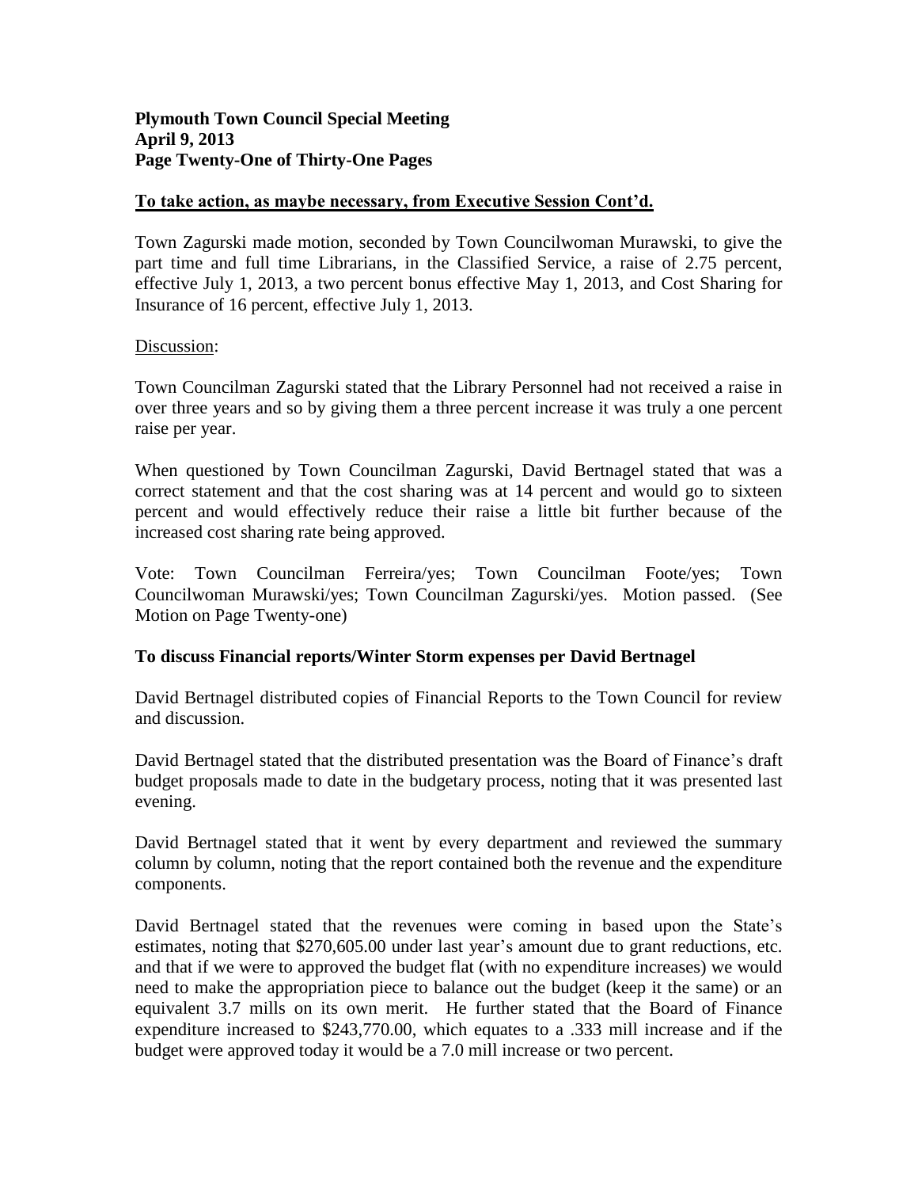**Plymouth Town Council Special Meeting**
**April 9, 2013**

**To take action, as maybe necessary, from Executive Session Cont'd.**

Town Zagurski made motion, seconded by Town Councilwoman Murawski, to give the part time and full time Librarians, in the Classified Service, a raise of 2.75 percent, effective July 1, 2013, a two percent bonus effective May 1, 2013, and Cost Sharing for Insurance of 16 percent, effective July 1, 2013.

Discussion:

Town Councilman Zagurski stated that the Library Personnel had not received a raise in over three years and so by giving them a three percent increase it was truly a one percent raise per year.

When questioned by Town Councilman Zagurski, David Bertnagel stated that was a correct statement and that the cost sharing was at 14 percent and would go to sixteen percent and would effectively reduce their raise a little bit further because of the increased cost sharing rate being approved.

Vote: Town Councilman Ferreira/yes; Town Councilman Foote/yes; Town Councilwoman Murawski/yes; Town Councilman Zagurski/yes. Motion passed. (See Motion on Page Twenty-one)

**To discuss Financial reports/Winter Storm expenses per David Bertnagel**

David Bertnagel distributed copies of Financial Reports to the Town Council for review and discussion.

David Bertnagel stated that the distributed presentation was the Board of Finance's draft budget proposals made to date in the budgetary process, noting that it was presented last evening.

David Bertnagel stated that it went by every department and reviewed the summary column by column, noting that the report contained both the revenue and the expenditure components.

David Bertnagel stated that the revenues were coming in based upon the State's estimates, noting that $270,605.00 under last year's amount due to grant reductions, etc. and that if we were to approved the budget flat (with no expenditure increases) we would need to make the appropriation piece to balance out the budget (keep it the same) or an equivalent 3.7 mills on its own merit. He further stated that the Board of Finance expenditure increased to $243,770.00, which equates to a .333 mill increase and if the budget were approved today it would be a 7.0 mill increase or two percent.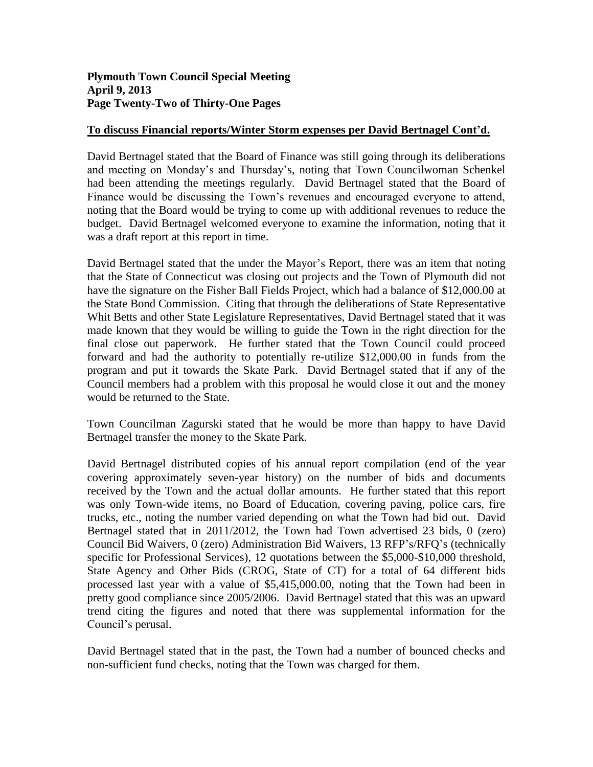## To discuss Financial reports/Winter Storm expenses per David Bertnagel Cont'd.

David Bertnagel stated that the Board of Finance was still going through its deliberations and meeting on Monday's and Thursday's, noting that Town Councilwoman Schenkel had been attending the meetings regularly. David Bertnagel stated that the Board of Finance would be discussing the Town's revenues and encouraged everyone to attend, noting that the Board would be trying to come up with additional revenues to reduce the budget. David Bertnagel welcomed everyone to examine the information, noting that it was a draft report at this report in time.

David Bertnagel stated that the under the Mayor's Report, there was an item that noting that the State of Connecticut was closing out projects and the Town of Plymouth did not have the signature on the Fisher Ball Fields Project, which had a balance of $12,000.00 at the State Bond Commission. Citing that through the deliberations of State Representative Whit Betts and other State Legislature Representatives, David Bertnagel stated that it was made known that they would be willing to guide the Town in the right direction for the final close out paperwork. He further stated that the Town Council could proceed forward and had the authority to potentially re-utilize $12,000.00 in funds from the program and put it towards the Skate Park. David Bertnagel stated that if any of the Council members had a problem with this proposal he would close it out and the money would be returned to the State.

Town Councilman Zagurski stated that he would be more than happy to have David Bertnagel transfer the money to the Skate Park.

David Bertnagel distributed copies of his annual report compilation (end of the year covering approximately seven-year history) on the number of bids and documents received by the Town and the actual dollar amounts. He further stated that this report was only Town-wide items, no Board of Education, covering paving, police cars, fire trucks, etc., noting the number varied depending on what the Town had bid out. David Bertnagel stated that in 2011/2012, the Town had Town advertised 23 bids, 0 (zero) Council Bid Waivers, 0 (zero) Administration Bid Waivers, 13 RFP's/RFQ's (technically specific for Professional Services), 12 quotations between the $5,000-$10,000 threshold, State Agency and Other Bids (CROG, State of CT) for a total of 64 different bids processed last year with a value of $5,415,000.00, noting that the Town had been in pretty good compliance since 2005/2006. David Bertnagel stated that this was an upward trend citing the figures and noted that there was supplemental information for the Council's perusal.

David Bertnagel stated that in the past, the Town had a number of bounced checks and non-sufficient fund checks, noting that the Town was charged for them.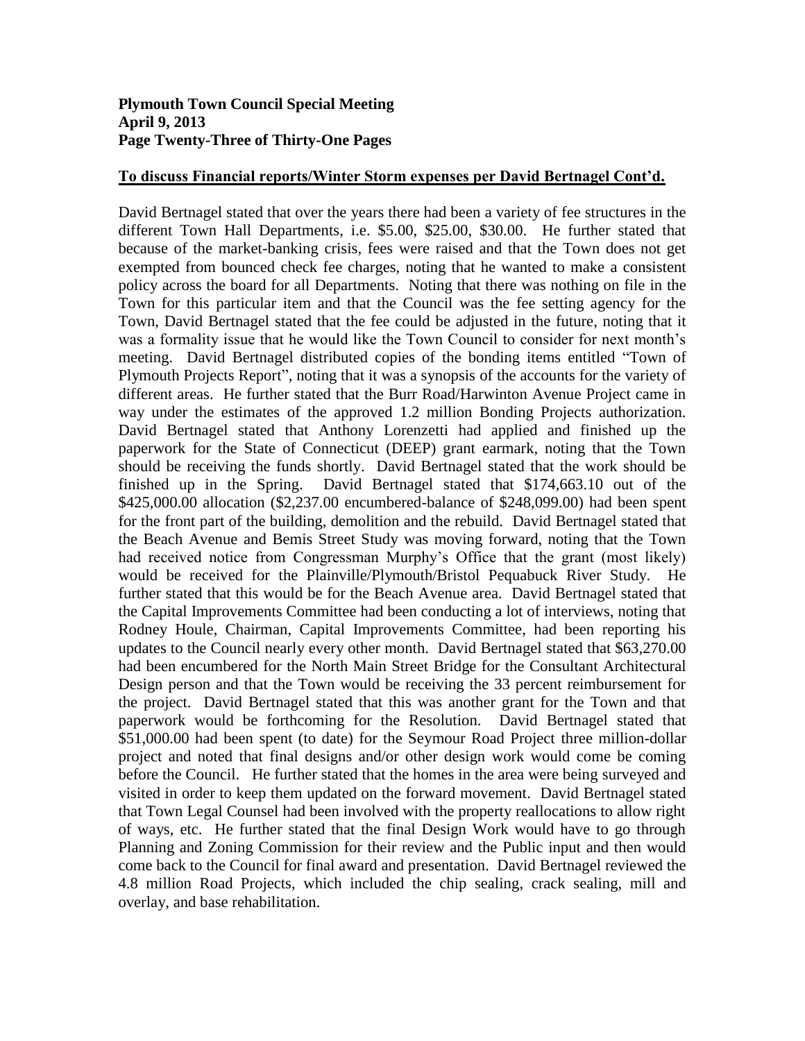**To discuss Financial reports/Winter Storm expenses per David Bertnagel Cont'd.**

David Bertnagel stated that over the years there had been a variety of fee structures in the different Town Hall Departments, i.e. \$5.00, \$25.00, \$30.00. He further stated that because of the market-banking crisis, fees were raised and that the Town does not get exempted from bounced check fee charges, noting that he wanted to make a consistent policy across the board for all Departments. Noting that there was nothing on file in the Town for this particular item and that the Council was the fee setting agency for the Town, David Bertnagel stated that the fee could be adjusted in the future, noting that it was a formality issue that he would like the Town Council to consider for next month's meeting. David Bertnagel distributed copies of the bonding items entitled "Town of Plymouth Projects Report", noting that it was a synopsis of the accounts for the variety of different areas. He further stated that the Burr Road/Harwinton Avenue Project came in way under the estimates of the approved 1.2 million Bonding Projects authorization. David Bertnagel stated that Anthony Lorenzetti had applied and finished up the paperwork for the State of Connecticut (DEEP) grant earmark, noting that the Town should be receiving the funds shortly. David Bertnagel stated that the work should be finished up in the Spring. David Bertnagel stated that \$174,663.10 out of the \$425,000.00 allocation (\$2,237.00 encumbered-balance of \$248,099.00) had been spent for the front part of the building, demolition and the rebuild. David Bertnagel stated that the Beach Avenue and Bemis Street Study was moving forward, noting that the Town had received notice from Congressman Murphy's Office that the grant (most likely) would be received for the Plainville/Plymouth/Bristol Pequabuck River Study. He further stated that this would be for the Beach Avenue area. David Bertnagel stated that the Capital Improvements Committee had been conducting a lot of interviews, noting that Rodney Houle, Chairman, Capital Improvements Committee, had been reporting his updates to the Council nearly every other month. David Bertnagel stated that \$63,270.00 had been encumbered for the North Main Street Bridge for the Consultant Architectural Design person and that the Town would be receiving the 33 percent reimbursement for the project. David Bertnagel stated that this was another grant for the Town and that paperwork would be forthcoming for the Resolution. David Bertnagel stated that \$51,000.00 had been spent (to date) for the Seymour Road Project three million-dollar project and noted that final designs and/or other design work would come be coming before the Council. He further stated that the homes in the area were being surveyed and visited in order to keep them updated on the forward movement. David Bertnagel stated that Town Legal Counsel had been involved with the property reallocations to allow right of ways, etc. He further stated that the final Design Work would have to go through Planning and Zoning Commission for their review and the Public input and then would come back to the Council for final award and presentation. David Bertnagel reviewed the 4.8 million Road Projects, which included the chip sealing, crack sealing, mill and overlay, and base rehabilitation.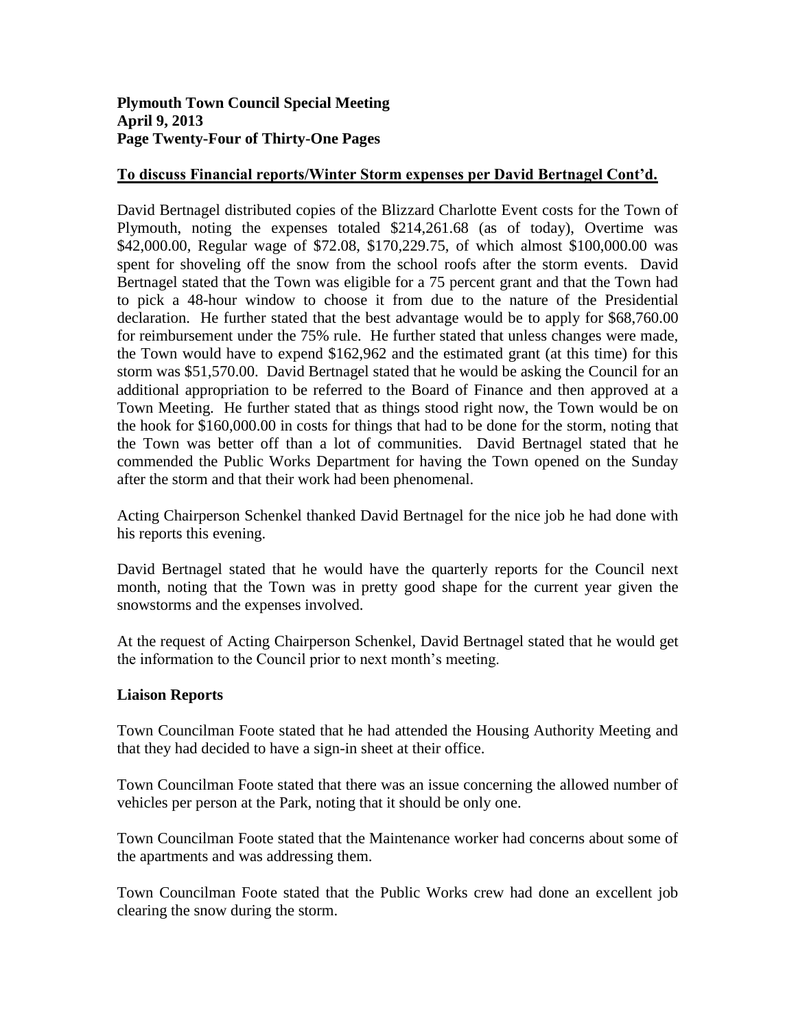**To discuss Financial reports/Winter Storm expenses per David Bertnagel Cont'd.**

David Bertnagel distributed copies of the Blizzard Charlotte Event costs for the Town of Plymouth, noting the expenses totaled $214,261.68 (as of today), Overtime was $42,000.00, Regular wage of $72.08, $170,229.75, of which almost $100,000.00 was spent for shoveling off the snow from the school roofs after the storm events. David Bertnagel stated that the Town was eligible for a 75 percent grant and that the Town had to pick a 48-hour window to choose it from due to the nature of the Presidential declaration. He further stated that the best advantage would be to apply for $68,760.00 for reimbursement under the 75% rule. He further stated that unless changes were made, the Town would have to expend $162,962 and the estimated grant (at this time) for this storm was $51,570.00. David Bertnagel stated that he would be asking the Council for an additional appropriation to be referred to the Board of Finance and then approved at a Town Meeting. He further stated that as things stood right now, the Town would be on the hook for $160,000.00 in costs for things that had to be done for the storm, noting that the Town was better off than a lot of communities. David Bertnagel stated that he commended the Public Works Department for having the Town opened on the Sunday after the storm and that their work had been phenomenal.

Acting Chairperson Schenkel thanked David Bertnagel for the nice job he had done with his reports this evening.

David Bertnagel stated that he would have the quarterly reports for the Council next month, noting that the Town was in pretty good shape for the current year given the snowstorms and the expenses involved.

At the request of Acting Chairperson Schenkel, David Bertnagel stated that he would get the information to the Council prior to next month's meeting.

**Liaison Reports**

Town Councilman Foote stated that he had attended the Housing Authority Meeting and that they had decided to have a sign-in sheet at their office.

Town Councilman Foote stated that there was an issue concerning the allowed number of vehicles per person at the Park, noting that it should be only one.

Town Councilman Foote stated that the Maintenance worker had concerns about some of the apartments and was addressing them.

Town Councilman Foote stated that the Public Works crew had done an excellent job clearing the snow during the storm.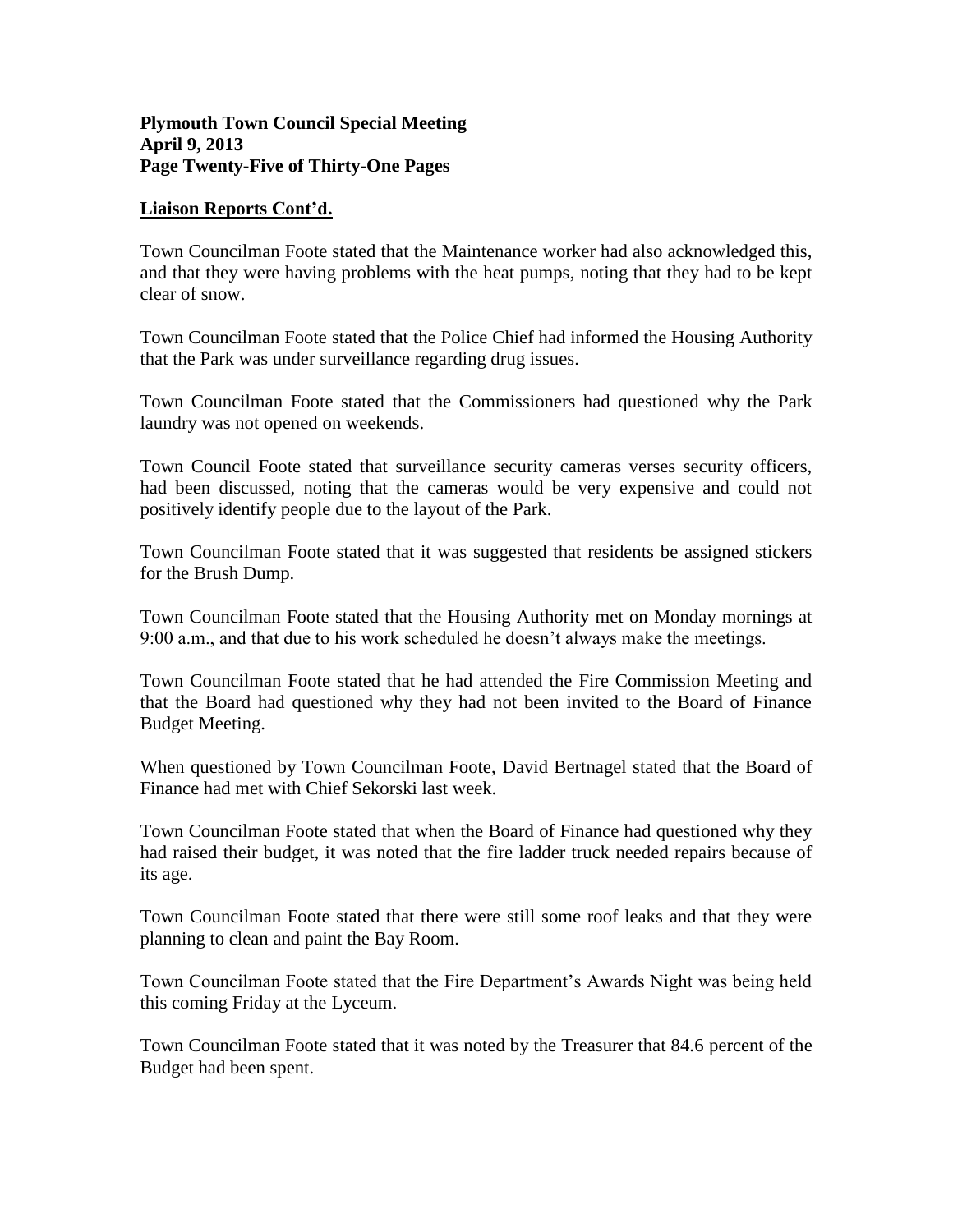**Liaison Reports Cont'd.**

Town Councilman Foote stated that the Maintenance worker had also acknowledged this, and that they were having problems with the heat pumps, noting that they had to be kept clear of snow.

Town Councilman Foote stated that the Police Chief had informed the Housing Authority that the Park was under surveillance regarding drug issues.

Town Councilman Foote stated that the Commissioners had questioned why the Park laundry was not opened on weekends.

Town Council Foote stated that surveillance security cameras verses security officers, had been discussed, noting that the cameras would be very expensive and could not positively identify people due to the layout of the Park.

Town Councilman Foote stated that it was suggested that residents be assigned stickers for the Brush Dump.

Town Councilman Foote stated that the Housing Authority met on Monday mornings at 9:00 a.m., and that due to his work scheduled he doesn't always make the meetings.

Town Councilman Foote stated that he had attended the Fire Commission Meeting and that the Board had questioned why they had not been invited to the Board of Finance Budget Meeting.

When questioned by Town Councilman Foote, David Bertnagel stated that the Board of Finance had met with Chief Sekorski last week.

Town Councilman Foote stated that when the Board of Finance had questioned why they had raised their budget, it was noted that the fire ladder truck needed repairs because of its age.

Town Councilman Foote stated that there were still some roof leaks and that they were planning to clean and paint the Bay Room.

Town Councilman Foote stated that the Fire Department's Awards Night was being held this coming Friday at the Lyceum.

Town Councilman Foote stated that it was noted by the Treasurer that 84.6 percent of the Budget had been spent.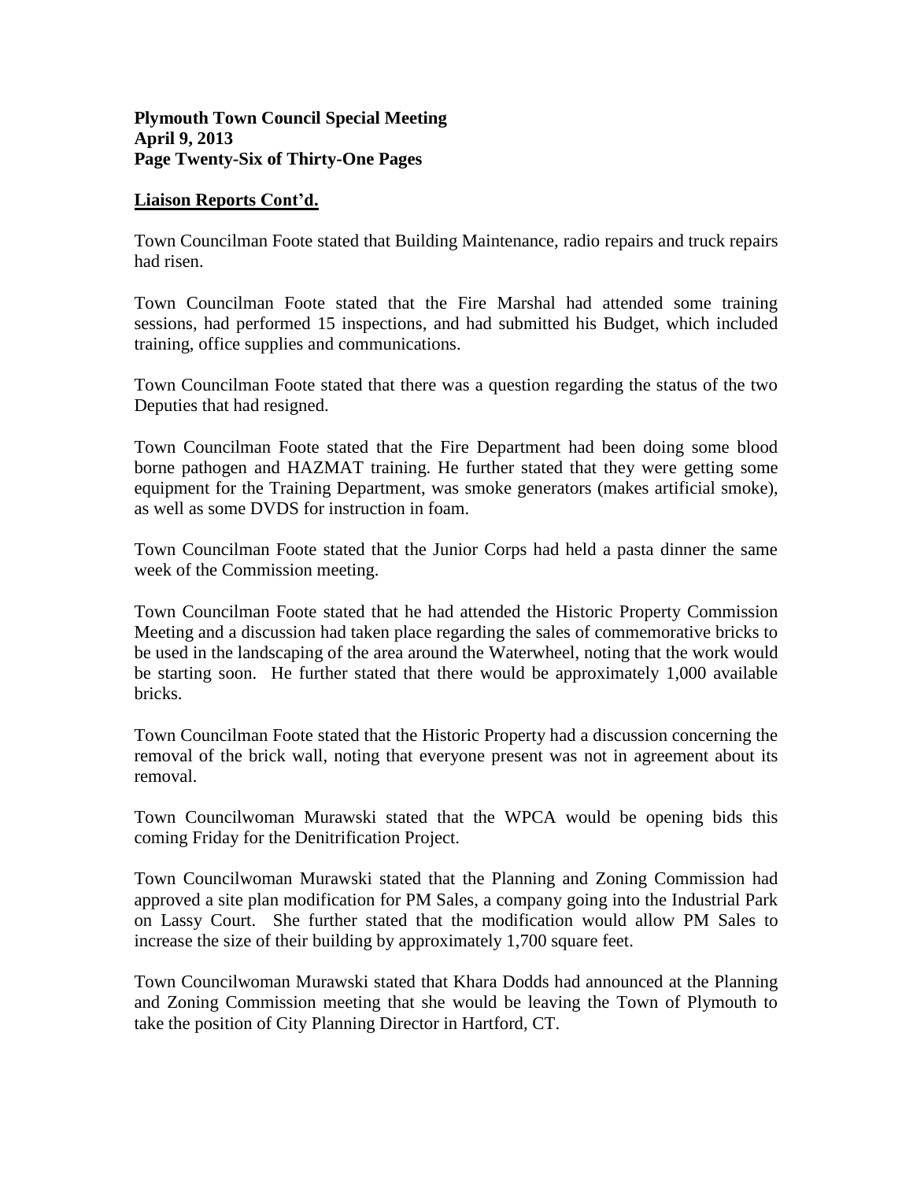## Liaison Reports Cont'd.

Town Councilman Foote stated that Building Maintenance, radio repairs and truck repairs had risen.

Town Councilman Foote stated that the Fire Marshal had attended some training sessions, had performed 15 inspections, and had submitted his Budget, which included training, office supplies and communications.

Town Councilman Foote stated that there was a question regarding the status of the two Deputies that had resigned.

Town Councilman Foote stated that the Fire Department had been doing some blood borne pathogen and HAZMAT training. He further stated that they were getting some equipment for the Training Department, was smoke generators (makes artificial smoke), as well as some DVDS for instruction in foam.

Town Councilman Foote stated that the Junior Corps had held a pasta dinner the same week of the Commission meeting.

Town Councilman Foote stated that he had attended the Historic Property Commission Meeting and a discussion had taken place regarding the sales of commemorative bricks to be used in the landscaping of the area around the Waterwheel, noting that the work would be starting soon. He further stated that there would be approximately 1,000 available bricks.

Town Councilman Foote stated that the Historic Property had a discussion concerning the removal of the brick wall, noting that everyone present was not in agreement about its removal.

Town Councilwoman Murawski stated that the WPCA would be opening bids this coming Friday for the Denitrification Project.

Town Councilwoman Murawski stated that the Planning and Zoning Commission had approved a site plan modification for PM Sales, a company going into the Industrial Park on Lassy Court. She further stated that the modification would allow PM Sales to increase the size of their building by approximately 1,700 square feet.

Town Councilwoman Murawski stated that Khara Dodds had announced at the Planning and Zoning Commission meeting that she would be leaving the Town of Plymouth to take the position of City Planning Director in Hartford, CT.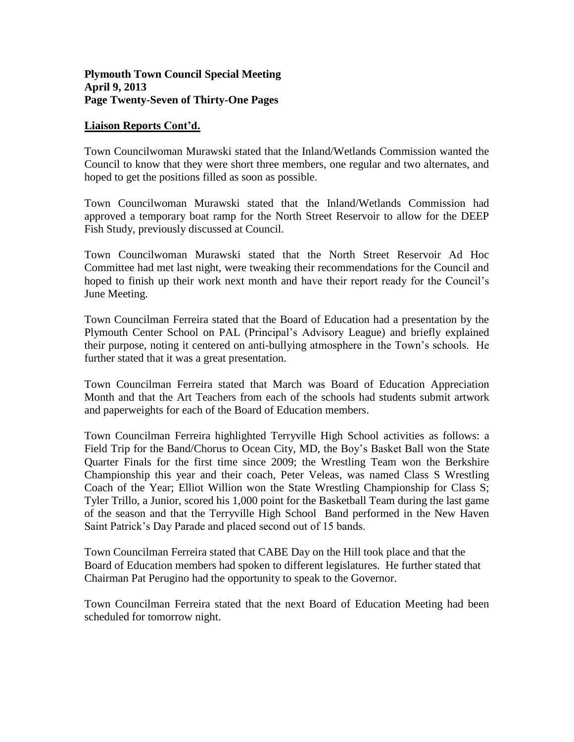## Liaison Reports Cont'd.

Town Councilwoman Murawski stated that the Inland/Wetlands Commission wanted the Council to know that they were short three members, one regular and two alternates, and hoped to get the positions filled as soon as possible.

Town Councilwoman Murawski stated that the Inland/Wetlands Commission had approved a temporary boat ramp for the North Street Reservoir to allow for the DEEP Fish Study, previously discussed at Council.

Town Councilwoman Murawski stated that the North Street Reservoir Ad Hoc Committee had met last night, were tweaking their recommendations for the Council and hoped to finish up their work next month and have their report ready for the Council's June Meeting.

Town Councilman Ferreira stated that the Board of Education had a presentation by the Plymouth Center School on PAL (Principal's Advisory League) and briefly explained their purpose, noting it centered on anti-bullying atmosphere in the Town's schools. He further stated that it was a great presentation.

Town Councilman Ferreira stated that March was Board of Education Appreciation Month and that the Art Teachers from each of the schools had students submit artwork and paperweights for each of the Board of Education members.

Town Councilman Ferreira highlighted Terryville High School activities as follows: a Field Trip for the Band/Chorus to Ocean City, MD, the Boy's Basket Ball won the State Quarter Finals for the first time since 2009; the Wrestling Team won the Berkshire Championship this year and their coach, Peter Veleas, was named Class S Wrestling Coach of the Year; Elliot Willion won the State Wrestling Championship for Class S; Tyler Trillo, a Junior, scored his 1,000 point for the Basketball Team during the last game of the season and that the Terryville High School Band performed in the New Haven Saint Patrick's Day Parade and placed second out of 15 bands.

Town Councilman Ferreira stated that CABE Day on the Hill took place and that the Board of Education members had spoken to different legislatures. He further stated that Chairman Pat Perugino had the opportunity to speak to the Governor.

Town Councilman Ferreira stated that the next Board of Education Meeting had been scheduled for tomorrow night.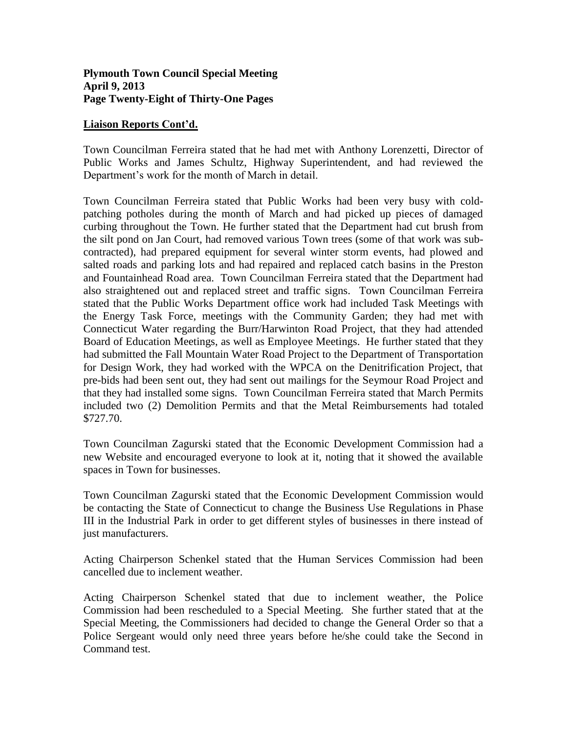## Liaison Reports Cont'd.

Town Councilman Ferreira stated that he had met with Anthony Lorenzetti, Director of Public Works and James Schultz, Highway Superintendent, and had reviewed the Department's work for the month of March in detail.

Town Councilman Ferreira stated that Public Works had been very busy with cold-patching potholes during the month of March and had picked up pieces of damaged curbing throughout the Town. He further stated that the Department had cut brush from the silt pond on Jan Court, had removed various Town trees (some of that work was sub-contracted), had prepared equipment for several winter storm events, had plowed and salted roads and parking lots and had repaired and replaced catch basins in the Preston and Fountainhead Road area. Town Councilman Ferreira stated that the Department had also straightened out and replaced street and traffic signs. Town Councilman Ferreira stated that the Public Works Department office work had included Task Meetings with the Energy Task Force, meetings with the Community Garden; they had met with Connecticut Water regarding the Burr/Harwinton Road Project, that they had attended Board of Education Meetings, as well as Employee Meetings. He further stated that they had submitted the Fall Mountain Water Road Project to the Department of Transportation for Design Work, they had worked with the WPCA on the Denitrification Project, that pre-bids had been sent out, they had sent out mailings for the Seymour Road Project and that they had installed some signs. Town Councilman Ferreira stated that March Permits included two (2) Demolition Permits and that the Metal Reimbursements had totaled $727.70.

Town Councilman Zagurski stated that the Economic Development Commission had a new Website and encouraged everyone to look at it, noting that it showed the available spaces in Town for businesses.

Town Councilman Zagurski stated that the Economic Development Commission would be contacting the State of Connecticut to change the Business Use Regulations in Phase III in the Industrial Park in order to get different styles of businesses in there instead of just manufacturers.

Acting Chairperson Schenkel stated that the Human Services Commission had been cancelled due to inclement weather.

Acting Chairperson Schenkel stated that due to inclement weather, the Police Commission had been rescheduled to a Special Meeting. She further stated that at the Special Meeting, the Commissioners had decided to change the General Order so that a Police Sergeant would only need three years before he/she could take the Second in Command test.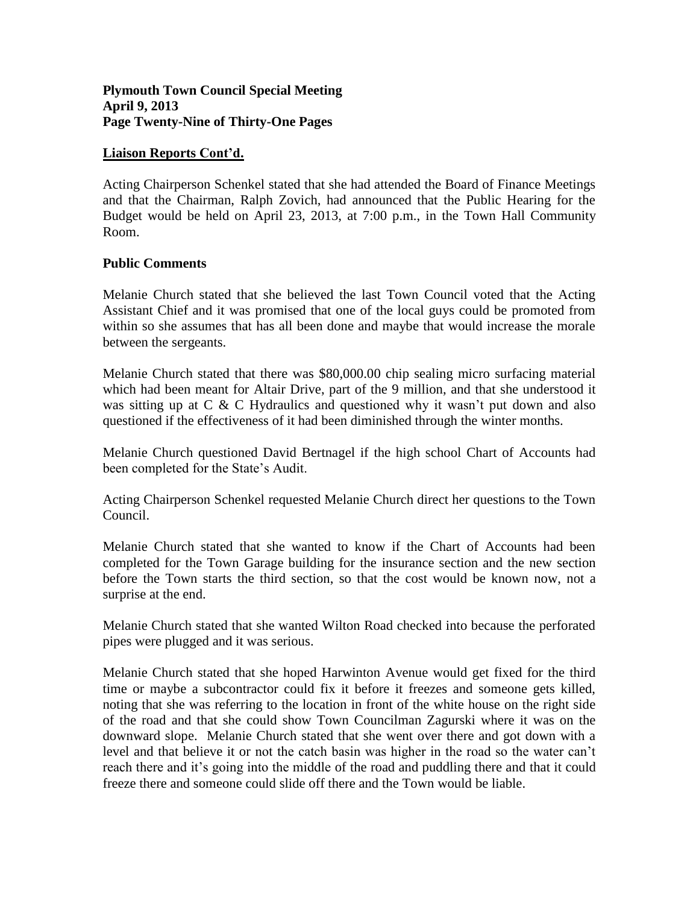## Liaison Reports Cont'd.

Acting Chairperson Schenkel stated that she had attended the Board of Finance Meetings and that the Chairman, Ralph Zovich, had announced that the Public Hearing for the Budget would be held on April 23, 2013, at 7:00 p.m., in the Town Hall Community Room.

## Public Comments

Melanie Church stated that she believed the last Town Council voted that the Acting Assistant Chief and it was promised that one of the local guys could be promoted from within so she assumes that has all been done and maybe that would increase the morale between the sergeants.

Melanie Church stated that there was $80,000.00 chip sealing micro surfacing material which had been meant for Altair Drive, part of the 9 million, and that she understood it was sitting up at C & C Hydraulics and questioned why it wasn't put down and also questioned if the effectiveness of it had been diminished through the winter months.

Melanie Church questioned David Bertnagel if the high school Chart of Accounts had been completed for the State's Audit.

Acting Chairperson Schenkel requested Melanie Church direct her questions to the Town Council.

Melanie Church stated that she wanted to know if the Chart of Accounts had been completed for the Town Garage building for the insurance section and the new section before the Town starts the third section, so that the cost would be known now, not a surprise at the end.

Melanie Church stated that she wanted Wilton Road checked into because the perforated pipes were plugged and it was serious.

Melanie Church stated that she hoped Harwinton Avenue would get fixed for the third time or maybe a subcontractor could fix it before it freezes and someone gets killed, noting that she was referring to the location in front of the white house on the right side of the road and that she could show Town Councilman Zagurski where it was on the downward slope. Melanie Church stated that she went over there and got down with a level and that believe it or not the catch basin was higher in the road so the water can't reach there and it's going into the middle of the road and puddling there and that it could freeze there and someone could slide off there and the Town would be liable.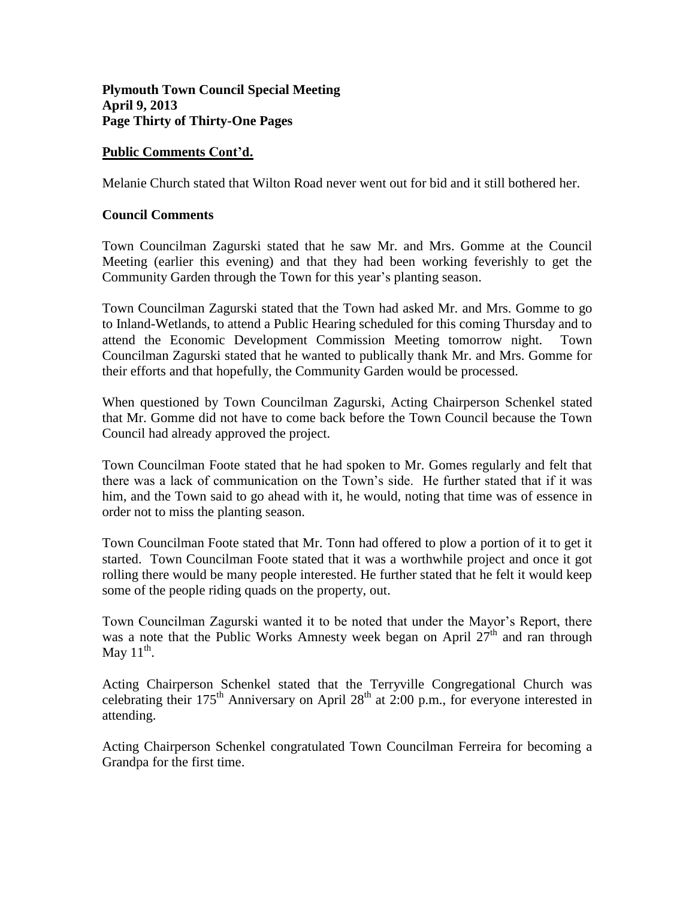## Public Comments Cont'd.

Melanie Church stated that Wilton Road never went out for bid and it still bothered her.

## Council Comments

Town Councilman Zagurski stated that he saw Mr. and Mrs. Gomme at the Council Meeting (earlier this evening) and that they had been working feverishly to get the Community Garden through the Town for this year's planting season.

Town Councilman Zagurski stated that the Town had asked Mr. and Mrs. Gomme to go to Inland-Wetlands, to attend a Public Hearing scheduled for this coming Thursday and to attend the Economic Development Commission Meeting tomorrow night. Town Councilman Zagurski stated that he wanted to publically thank Mr. and Mrs. Gomme for their efforts and that hopefully, the Community Garden would be processed.

When questioned by Town Councilman Zagurski, Acting Chairperson Schenkel stated that Mr. Gomme did not have to come back before the Town Council because the Town Council had already approved the project.

Town Councilman Foote stated that he had spoken to Mr. Gomes regularly and felt that there was a lack of communication on the Town's side. He further stated that if it was him, and the Town said to go ahead with it, he would, noting that time was of essence in order not to miss the planting season.

Town Councilman Foote stated that Mr. Tonn had offered to plow a portion of it to get it started. Town Councilman Foote stated that it was a worthwhile project and once it got rolling there would be many people interested. He further stated that he felt it would keep some of the people riding quads on the property, out.

Town Councilman Zagurski wanted it to be noted that under the Mayor's Report, there was a note that the Public Works Amnesty week began on April 27th and ran through May 11th.

Acting Chairperson Schenkel stated that the Terryville Congregational Church was celebrating their 175th Anniversary on April 28th at 2:00 p.m., for everyone interested in attending.

Acting Chairperson Schenkel congratulated Town Councilman Ferreira for becoming a Grandpa for the first time.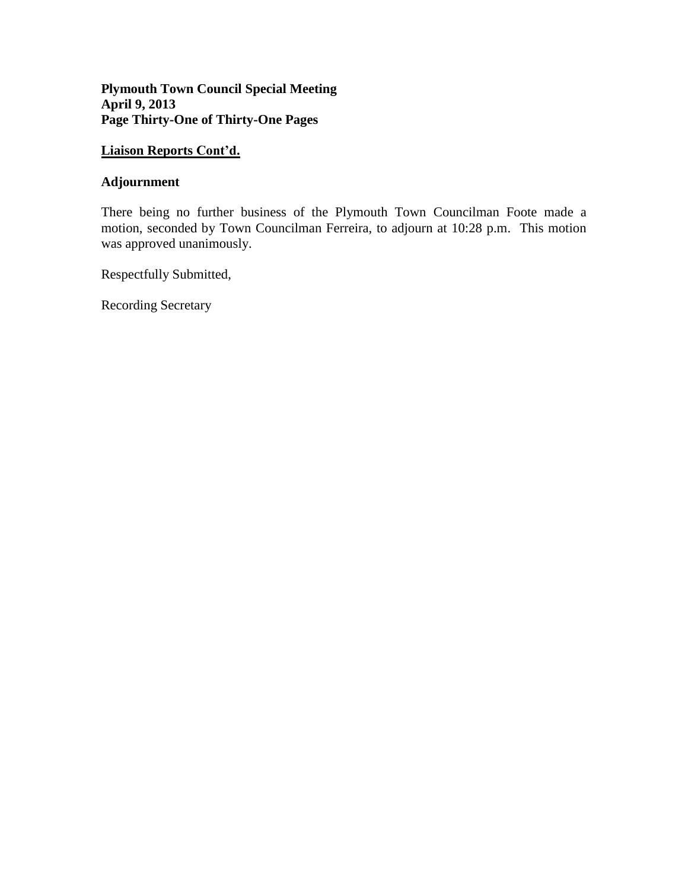**Liaison Reports Cont'd.**

**Adjournment**

There being no further business of the Plymouth Town Councilman Foote made a motion, seconded by Town Councilman Ferreira, to adjourn at 10:28 p.m. This motion was approved unanimously.

Respectfully Submitted,

Recording Secretary